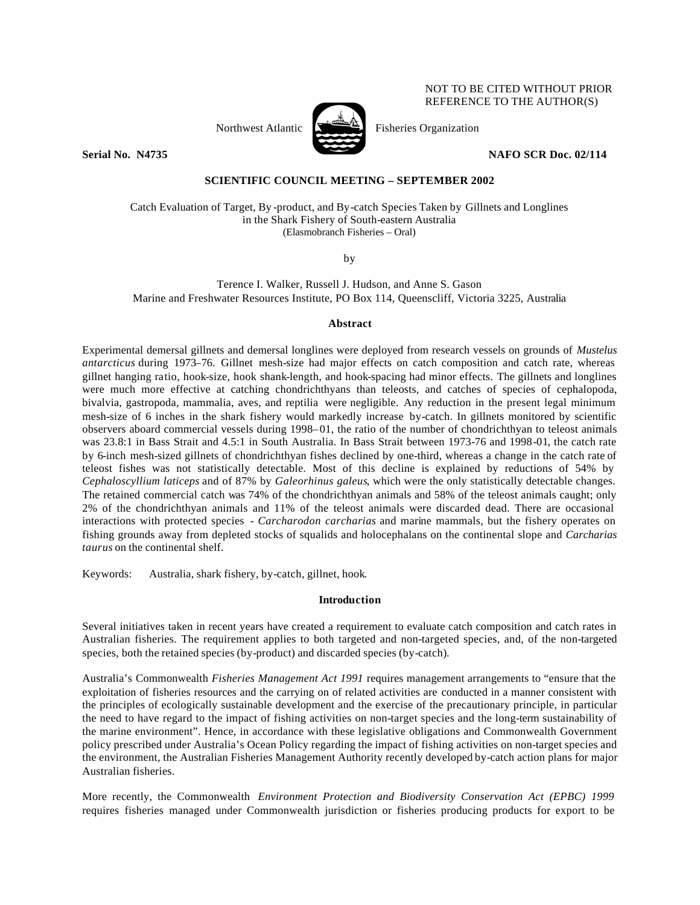NOT TO BE CITED WITHOUT PRIOR REFERENCE TO THE AUTHOR(S)

Northwest Atlantic Fisheries Organization

**Serial No. N4735** **NAFO SCR Doc. 02/114**

**SCIENTIFIC COUNCIL MEETING – SEPTEMBER 2002**

Catch Evaluation of Target, By-product, and By-catch Species Taken by Gillnets and Longlines in the Shark Fishery of South-eastern Australia
(Elasmobranch Fisheries – Oral)

by

Terence I. Walker, Russell J. Hudson, and Anne S. Gason
Marine and Freshwater Resources Institute, PO Box 114, Queenscliff, Victoria 3225, Australia

## Abstract

Experimental demersal gillnets and demersal longlines were deployed from research vessels on grounds of *Mustelus antarcticus* during 1973–76. Gillnet mesh-size had major effects on catch composition and catch rate, whereas gillnet hanging ratio, hook-size, hook shank-length, and hook-spacing had minor effects. The gillnets and longlines were much more effective at catching chondrichthyans than teleosts, and catches of species of cephalopoda, bivalvia, gastropoda, mammalia, aves, and reptilia were negligible. Any reduction in the present legal minimum mesh-size of 6 inches in the shark fishery would markedly increase by-catch. In gillnets monitored by scientific observers aboard commercial vessels during 1998–01, the ratio of the number of chondrichthyan to teleost animals was 23.8:1 in Bass Strait and 4.5:1 in South Australia. In Bass Strait between 1973-76 and 1998-01, the catch rate by 6-inch mesh-sized gillnets of chondrichthyan fishes declined by one-third, whereas a change in the catch rate of teleost fishes was not statistically detectable. Most of this decline is explained by reductions of 54% by *Cephaloscyllium laticeps* and of 87% by *Galeorhinus galeus*, which were the only statistically detectable changes. The retained commercial catch was 74% of the chondrichthyan animals and 58% of the teleost animals caught; only 2% of the chondrichthyan animals and 11% of the teleost animals were discarded dead. There are occasional interactions with protected species - *Carcharodon carcharias* and marine mammals, but the fishery operates on fishing grounds away from depleted stocks of squalids and holocephalans on the continental slope and *Carcharias taurus* on the continental shelf.

Keywords: Australia, shark fishery, by-catch, gillnet, hook.

## Introduction

Several initiatives taken in recent years have created a requirement to evaluate catch composition and catch rates in Australian fisheries. The requirement applies to both targeted and non-targeted species, and, of the non-targeted species, both the retained species (by-product) and discarded species (by-catch).

Australia's Commonwealth *Fisheries Management Act 1991* requires management arrangements to "ensure that the exploitation of fisheries resources and the carrying on of related activities are conducted in a manner consistent with the principles of ecologically sustainable development and the exercise of the precautionary principle, in particular the need to have regard to the impact of fishing activities on non-target species and the long-term sustainability of the marine environment". Hence, in accordance with these legislative obligations and Commonwealth Government policy prescribed under Australia's Ocean Policy regarding the impact of fishing activities on non-target species and the environment, the Australian Fisheries Management Authority recently developed by-catch action plans for major Australian fisheries.

More recently, the Commonwealth *Environment Protection and Biodiversity Conservation Act (EPBC) 1999* requires fisheries managed under Commonwealth jurisdiction or fisheries producing products for export to be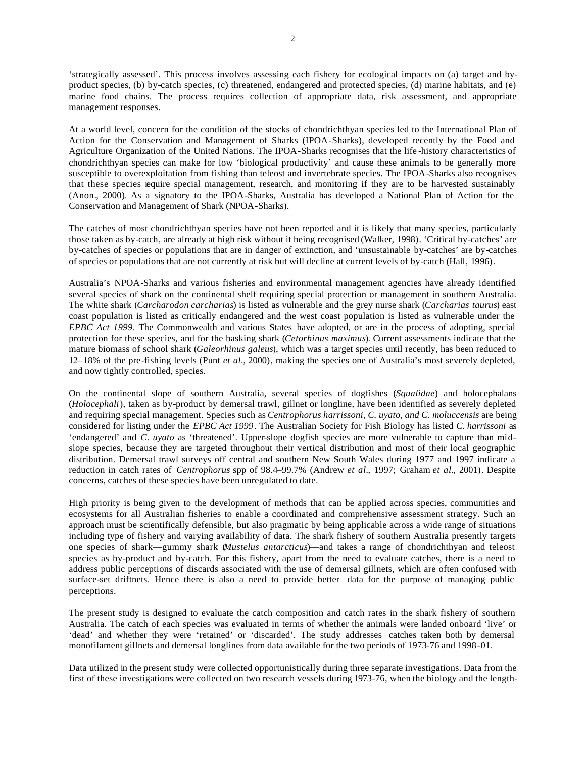'strategically assessed'. This process involves assessing each fishery for ecological impacts on (a) target and by-product species, (b) by-catch species, (c) threatened, endangered and protected species, (d) marine habitats, and (e) marine food chains. The process requires collection of appropriate data, risk assessment, and appropriate management responses.

At a world level, concern for the condition of the stocks of chondrichthyan species led to the International Plan of Action for the Conservation and Management of Sharks (IPOA-Sharks), developed recently by the Food and Agriculture Organization of the United Nations. The IPOA-Sharks recognises that the life-history characteristics of chondrichthyan species can make for low 'biological productivity' and cause these animals to be generally more susceptible to overexploitation from fishing than teleost and invertebrate species. The IPOA-Sharks also recognises that these species require special management, research, and monitoring if they are to be harvested sustainably (Anon., 2000). As a signatory to the IPOA-Sharks, Australia has developed a National Plan of Action for the Conservation and Management of Shark (NPOA-Sharks).

The catches of most chondrichthyan species have not been reported and it is likely that many species, particularly those taken as by-catch, are already at high risk without it being recognised (Walker, 1998). 'Critical by-catches' are by-catches of species or populations that are in danger of extinction, and 'unsustainable by-catches' are by-catches of species or populations that are not currently at risk but will decline at current levels of by-catch (Hall, 1996).

Australia's NPOA-Sharks and various fisheries and environmental management agencies have already identified several species of shark on the continental shelf requiring special protection or management in southern Australia. The white shark (*Carcharodon carcharias*) is listed as vulnerable and the grey nurse shark (*Carcharias taurus*) east coast population is listed as critically endangered and the west coast population is listed as vulnerable under the *EPBC Act 1999*. The Commonwealth and various States have adopted, or are in the process of adopting, special protection for these species, and for the basking shark (*Cetorhinus maximus*). Current assessments indicate that the mature biomass of school shark (*Galeorhinus galeus*), which was a target species until recently, has been reduced to 12–18% of the pre-fishing levels (Punt *et al*., 2000), making the species one of Australia's most severely depleted, and now tightly controlled, species.

On the continental slope of southern Australia, several species of dogfishes (*Squalidae*) and holocephalans (*Holocephali*), taken as by-product by demersal trawl, gillnet or longline, have been identified as severely depleted and requiring special management. Species such as *Centrophorus harrissoni, C. uyato, and C. moluccensis* are being considered for listing under the *EPBC Act 1999*. The Australian Society for Fish Biology has listed *C. harrissoni* as 'endangered' and *C. uyato* as 'threatened'. Upper-slope dogfish species are more vulnerable to capture than mid-slope species, because they are targeted throughout their vertical distribution and most of their local geographic distribution. Demersal trawl surveys off central and southern New South Wales during 1977 and 1997 indicate a reduction in catch rates of *Centrophorus* spp of 98.4–99.7% (Andrew *et al*., 1997; Graham *et al*., 2001). Despite concerns, catches of these species have been unregulated to date.

High priority is being given to the development of methods that can be applied across species, communities and ecosystems for all Australian fisheries to enable a coordinated and comprehensive assessment strategy. Such an approach must be scientifically defensible, but also pragmatic by being applicable across a wide range of situations including type of fishery and varying availability of data. The shark fishery of southern Australia presently targets one species of shark—gummy shark (*Mustelus antarcticus*)—and takes a range of chondrichthyan and teleost species as by-product and by-catch. For this fishery, apart from the need to evaluate catches, there is a need to address public perceptions of discards associated with the use of demersal gillnets, which are often confused with surface-set driftnets. Hence there is also a need to provide better data for the purpose of managing public perceptions.

The present study is designed to evaluate the catch composition and catch rates in the shark fishery of southern Australia. The catch of each species was evaluated in terms of whether the animals were landed onboard 'live' or 'dead' and whether they were 'retained' or 'discarded'. The study addresses catches taken both by demersal monofilament gillnets and demersal longlines from data available for the two periods of 1973-76 and 1998-01.

Data utilized in the present study were collected opportunistically during three separate investigations. Data from the first of these investigations were collected on two research vessels during 1973-76, when the biology and the length-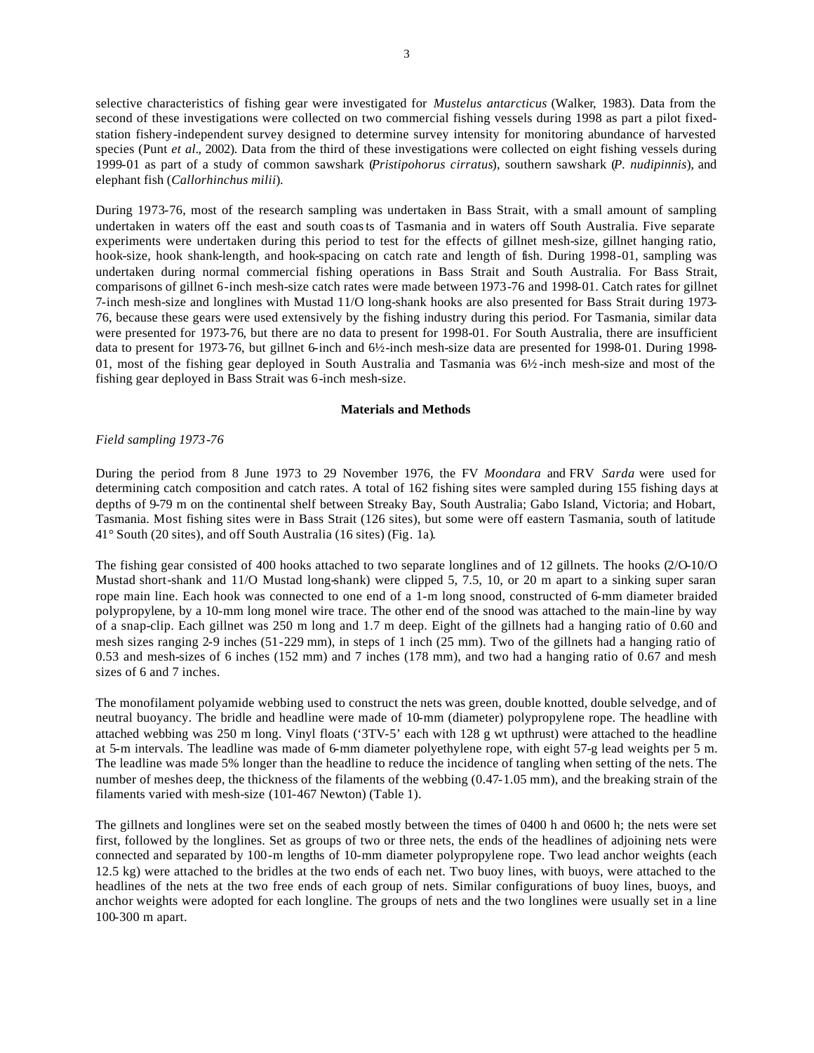selective characteristics of fishing gear were investigated for *Mustelus antarcticus* (Walker, 1983). Data from the second of these investigations were collected on two commercial fishing vessels during 1998 as part a pilot fixed-station fishery-independent survey designed to determine survey intensity for monitoring abundance of harvested species (Punt *et al*., 2002). Data from the third of these investigations were collected on eight fishing vessels during 1999-01 as part of a study of common sawshark (*Pristipohorus cirratus*), southern sawshark (*P. nudipinnis*), and elephant fish (*Callorhinchus milii*).

During 1973-76, most of the research sampling was undertaken in Bass Strait, with a small amount of sampling undertaken in waters off the east and south coasts of Tasmania and in waters off South Australia. Five separate experiments were undertaken during this period to test for the effects of gillnet mesh-size, gillnet hanging ratio, hook-size, hook shank-length, and hook-spacing on catch rate and length of fish. During 1998-01, sampling was undertaken during normal commercial fishing operations in Bass Strait and South Australia. For Bass Strait, comparisons of gillnet 6-inch mesh-size catch rates were made between 1973-76 and 1998-01. Catch rates for gillnet 7-inch mesh-size and longlines with Mustad 11/O long-shank hooks are also presented for Bass Strait during 1973-76, because these gears were used extensively by the fishing industry during this period. For Tasmania, similar data were presented for 1973-76, but there are no data to present for 1998-01. For South Australia, there are insufficient data to present for 1973-76, but gillnet 6-inch and 6½-inch mesh-size data are presented for 1998-01. During 1998-01, most of the fishing gear deployed in South Australia and Tasmania was 6½-inch mesh-size and most of the fishing gear deployed in Bass Strait was 6-inch mesh-size.

## Materials and Methods

### *Field sampling 1973-76*

During the period from 8 June 1973 to 29 November 1976, the FV *Moondara* and FRV *Sarda* were used for determining catch composition and catch rates. A total of 162 fishing sites were sampled during 155 fishing days at depths of 9-79 m on the continental shelf between Streaky Bay, South Australia; Gabo Island, Victoria; and Hobart, Tasmania. Most fishing sites were in Bass Strait (126 sites), but some were off eastern Tasmania, south of latitude 41° South (20 sites), and off South Australia (16 sites) (Fig. 1a).

The fishing gear consisted of 400 hooks attached to two separate longlines and of 12 gillnets. The hooks (2/O-10/O Mustad short-shank and 11/O Mustad long-shank) were clipped 5, 7.5, 10, or 20 m apart to a sinking super saran rope main line. Each hook was connected to one end of a 1-m long snood, constructed of 6-mm diameter braided polypropylene, by a 10-mm long monel wire trace. The other end of the snood was attached to the main-line by way of a snap-clip. Each gillnet was 250 m long and 1.7 m deep. Eight of the gillnets had a hanging ratio of 0.60 and mesh sizes ranging 2-9 inches (51-229 mm), in steps of 1 inch (25 mm). Two of the gillnets had a hanging ratio of 0.53 and mesh-sizes of 6 inches (152 mm) and 7 inches (178 mm), and two had a hanging ratio of 0.67 and mesh sizes of 6 and 7 inches.

The monofilament polyamide webbing used to construct the nets was green, double knotted, double selvedge, and of neutral buoyancy. The bridle and headline were made of 10-mm (diameter) polypropylene rope. The headline with attached webbing was 250 m long. Vinyl floats ('3TV-5' each with 128 g wt upthrust) were attached to the headline at 5-m intervals. The leadline was made of 6-mm diameter polyethylene rope, with eight 57-g lead weights per 5 m. The leadline was made 5% longer than the headline to reduce the incidence of tangling when setting of the nets. The number of meshes deep, the thickness of the filaments of the webbing (0.47-1.05 mm), and the breaking strain of the filaments varied with mesh-size (101-467 Newton) (Table 1).

The gillnets and longlines were set on the seabed mostly between the times of 0400 h and 0600 h; the nets were set first, followed by the longlines. Set as groups of two or three nets, the ends of the headlines of adjoining nets were connected and separated by 100-m lengths of 10-mm diameter polypropylene rope. Two lead anchor weights (each 12.5 kg) were attached to the bridles at the two ends of each net. Two buoy lines, with buoys, were attached to the headlines of the nets at the two free ends of each group of nets. Similar configurations of buoy lines, buoys, and anchor weights were adopted for each longline. The groups of nets and the two longlines were usually set in a line 100-300 m apart.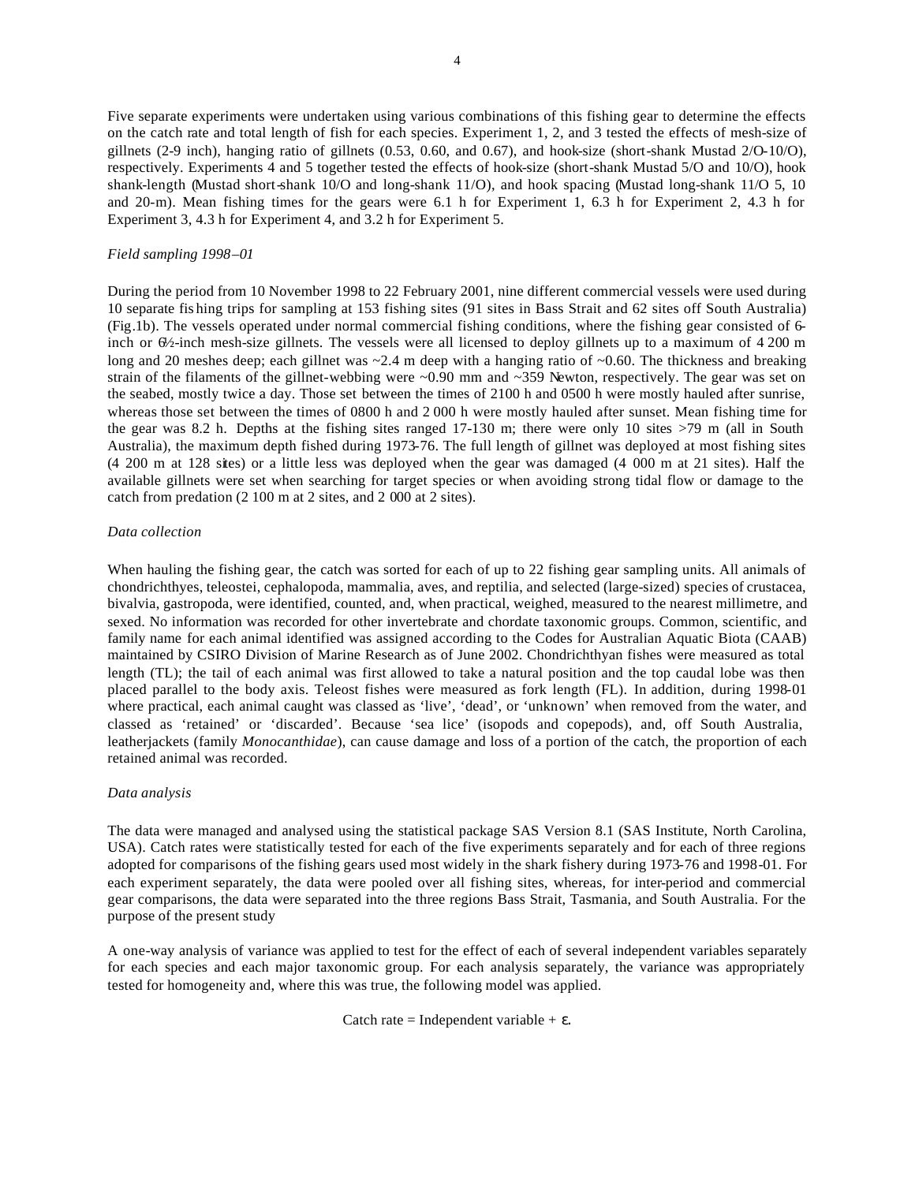Five separate experiments were undertaken using various combinations of this fishing gear to determine the effects on the catch rate and total length of fish for each species. Experiment 1, 2, and 3 tested the effects of mesh-size of gillnets (2-9 inch), hanging ratio of gillnets (0.53, 0.60, and 0.67), and hook-size (short-shank Mustad 2/O-10/O), respectively. Experiments 4 and 5 together tested the effects of hook-size (short-shank Mustad 5/O and 10/O), hook shank-length (Mustad short-shank 10/O and long-shank 11/O), and hook spacing (Mustad long-shank 11/O 5, 10 and 20-m). Mean fishing times for the gears were 6.1 h for Experiment 1, 6.3 h for Experiment 2, 4.3 h for Experiment 3, 4.3 h for Experiment 4, and 3.2 h for Experiment 5.

*Field sampling 1998–01*

During the period from 10 November 1998 to 22 February 2001, nine different commercial vessels were used during 10 separate fishing trips for sampling at 153 fishing sites (91 sites in Bass Strait and 62 sites off South Australia) (Fig.1b). The vessels operated under normal commercial fishing conditions, where the fishing gear consisted of 6-inch or 6½-inch mesh-size gillnets. The vessels were all licensed to deploy gillnets up to a maximum of 4 200 m long and 20 meshes deep; each gillnet was ~2.4 m deep with a hanging ratio of ~0.60. The thickness and breaking strain of the filaments of the gillnet-webbing were ~0.90 mm and ~359 Newton, respectively. The gear was set on the seabed, mostly twice a day. Those set between the times of 2100 h and 0500 h were mostly hauled after sunrise, whereas those set between the times of 0800 h and 2 000 h were mostly hauled after sunset. Mean fishing time for the gear was 8.2 h. Depths at the fishing sites ranged 17-130 m; there were only 10 sites >79 m (all in South Australia), the maximum depth fished during 1973-76. The full length of gillnet was deployed at most fishing sites (4 200 m at 128 sites) or a little less was deployed when the gear was damaged (4 000 m at 21 sites). Half the available gillnets were set when searching for target species or when avoiding strong tidal flow or damage to the catch from predation (2 100 m at 2 sites, and 2 000 at 2 sites).

*Data collection*

When hauling the fishing gear, the catch was sorted for each of up to 22 fishing gear sampling units. All animals of chondrichthyes, teleostei, cephalopoda, mammalia, aves, and reptilia, and selected (large-sized) species of crustacea, bivalvia, gastropoda, were identified, counted, and, when practical, weighed, measured to the nearest millimetre, and sexed. No information was recorded for other invertebrate and chordate taxonomic groups. Common, scientific, and family name for each animal identified was assigned according to the Codes for Australian Aquatic Biota (CAAB) maintained by CSIRO Division of Marine Research as of June 2002. Chondrichthyan fishes were measured as total length (TL); the tail of each animal was first allowed to take a natural position and the top caudal lobe was then placed parallel to the body axis. Teleost fishes were measured as fork length (FL). In addition, during 1998-01 where practical, each animal caught was classed as 'live', 'dead', or 'unknown' when removed from the water, and classed as 'retained' or 'discarded'. Because 'sea lice' (isopods and copepods), and, off South Australia, leatherjackets (family *Monocanthidae*), can cause damage and loss of a portion of the catch, the proportion of each retained animal was recorded.

*Data analysis*

The data were managed and analysed using the statistical package SAS Version 8.1 (SAS Institute, North Carolina, USA). Catch rates were statistically tested for each of the five experiments separately and for each of three regions adopted for comparisons of the fishing gears used most widely in the shark fishery during 1973-76 and 1998-01. For each experiment separately, the data were pooled over all fishing sites, whereas, for inter-period and commercial gear comparisons, the data were separated into the three regions Bass Strait, Tasmania, and South Australia. For the purpose of the present study

A one-way analysis of variance was applied to test for the effect of each of several independent variables separately for each species and each major taxonomic group. For each analysis separately, the variance was appropriately tested for homogeneity and, where this was true, the following model was applied.

$$\text{Catch rate} = \text{Independent variable} + \varepsilon.$$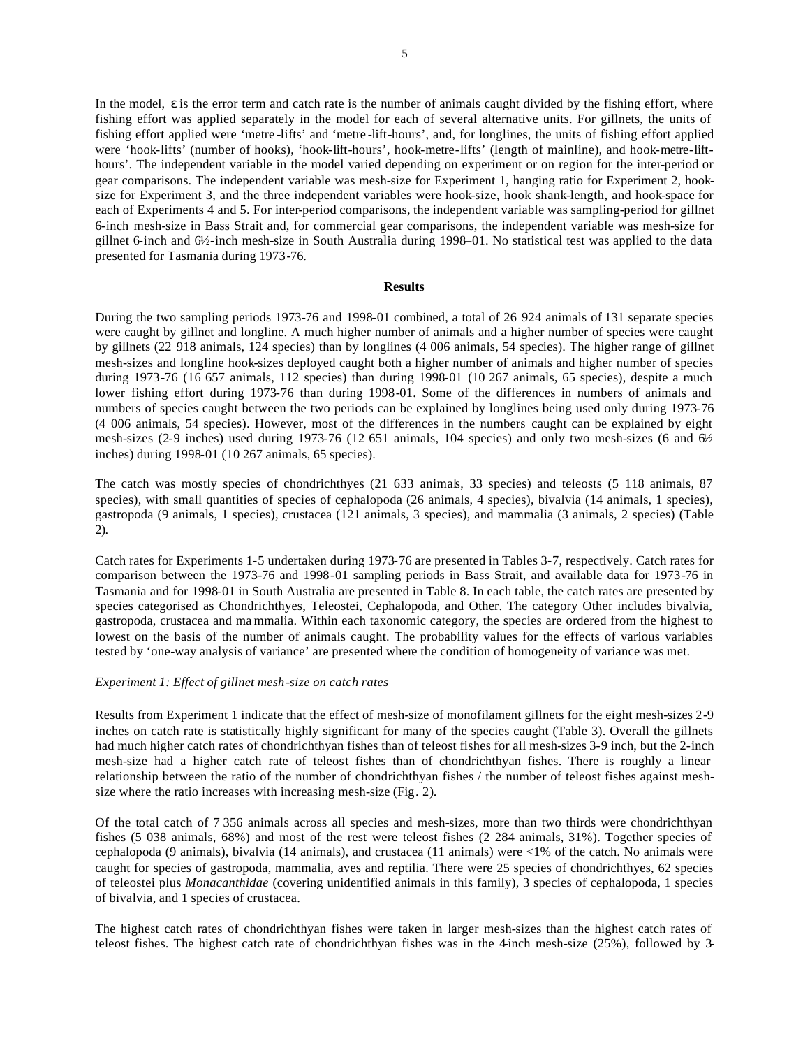In the model, $\varepsilon$ is the error term and catch rate is the number of animals caught divided by the fishing effort, where fishing effort was applied separately in the model for each of several alternative units. For gillnets, the units of fishing effort applied were 'metre-lifts' and 'metre-lift-hours', and, for longlines, the units of fishing effort applied were 'hook-lifts' (number of hooks), 'hook-lift-hours', hook-metre-lifts' (length of mainline), and hook-metre-lift-hours'. The independent variable in the model varied depending on experiment or on region for the inter-period or gear comparisons. The independent variable was mesh-size for Experiment 1, hanging ratio for Experiment 2, hook-size for Experiment 3, and the three independent variables were hook-size, hook shank-length, and hook-space for each of Experiments 4 and 5. For inter-period comparisons, the independent variable was sampling-period for gillnet 6-inch mesh-size in Bass Strait and, for commercial gear comparisons, the independent variable was mesh-size for gillnet 6-inch and 6½-inch mesh-size in South Australia during 1998–01. No statistical test was applied to the data presented for Tasmania during 1973-76.

## Results

During the two sampling periods 1973-76 and 1998-01 combined, a total of 26 924 animals of 131 separate species were caught by gillnet and longline. A much higher number of animals and a higher number of species were caught by gillnets (22 918 animals, 124 species) than by longlines (4 006 animals, 54 species). The higher range of gillnet mesh-sizes and longline hook-sizes deployed caught both a higher number of animals and higher number of species during 1973-76 (16 657 animals, 112 species) than during 1998-01 (10 267 animals, 65 species), despite a much lower fishing effort during 1973-76 than during 1998-01. Some of the differences in numbers of animals and numbers of species caught between the two periods can be explained by longlines being used only during 1973-76 (4 006 animals, 54 species). However, most of the differences in the numbers caught can be explained by eight mesh-sizes (2-9 inches) used during 1973-76 (12 651 animals, 104 species) and only two mesh-sizes (6 and 6½ inches) during 1998-01 (10 267 animals, 65 species).

The catch was mostly species of chondrichthyes (21 633 animals, 33 species) and teleosts (5 118 animals, 87 species), with small quantities of species of cephalopoda (26 animals, 4 species), bivalvia (14 animals, 1 species), gastropoda (9 animals, 1 species), crustacea (121 animals, 3 species), and mammalia (3 animals, 2 species) (Table 2).

Catch rates for Experiments 1-5 undertaken during 1973-76 are presented in Tables 3-7, respectively. Catch rates for comparison between the 1973-76 and 1998-01 sampling periods in Bass Strait, and available data for 1973-76 in Tasmania and for 1998-01 in South Australia are presented in Table 8. In each table, the catch rates are presented by species categorised as Chondrichthyes, Teleostei, Cephalopoda, and Other. The category Other includes bivalvia, gastropoda, crustacea and mammalia. Within each taxonomic category, the species are ordered from the highest to lowest on the basis of the number of animals caught. The probability values for the effects of various variables tested by 'one-way analysis of variance' are presented where the condition of homogeneity of variance was met.

*Experiment 1: Effect of gillnet mesh-size on catch rates*

Results from Experiment 1 indicate that the effect of mesh-size of monofilament gillnets for the eight mesh-sizes 2-9 inches on catch rate is statistically highly significant for many of the species caught (Table 3). Overall the gillnets had much higher catch rates of chondrichthyan fishes than of teleost fishes for all mesh-sizes 3-9 inch, but the 2-inch mesh-size had a higher catch rate of teleost fishes than of chondrichthyan fishes. There is roughly a linear relationship between the ratio of the number of chondrichthyan fishes / the number of teleost fishes against mesh-size where the ratio increases with increasing mesh-size (Fig. 2).

Of the total catch of 7 356 animals across all species and mesh-sizes, more than two thirds were chondrichthyan fishes (5 038 animals, 68%) and most of the rest were teleost fishes (2 284 animals, 31%). Together species of cephalopoda (9 animals), bivalvia (14 animals), and crustacea (11 animals) were <1% of the catch. No animals were caught for species of gastropoda, mammalia, aves and reptilia. There were 25 species of chondrichthyes, 62 species of teleostei plus *Monacanthidae* (covering unidentified animals in this family), 3 species of cephalopoda, 1 species of bivalvia, and 1 species of crustacea.

The highest catch rates of chondrichthyan fishes were taken in larger mesh-sizes than the highest catch rates of teleost fishes. The highest catch rate of chondrichthyan fishes was in the 4-inch mesh-size (25%), followed by 3-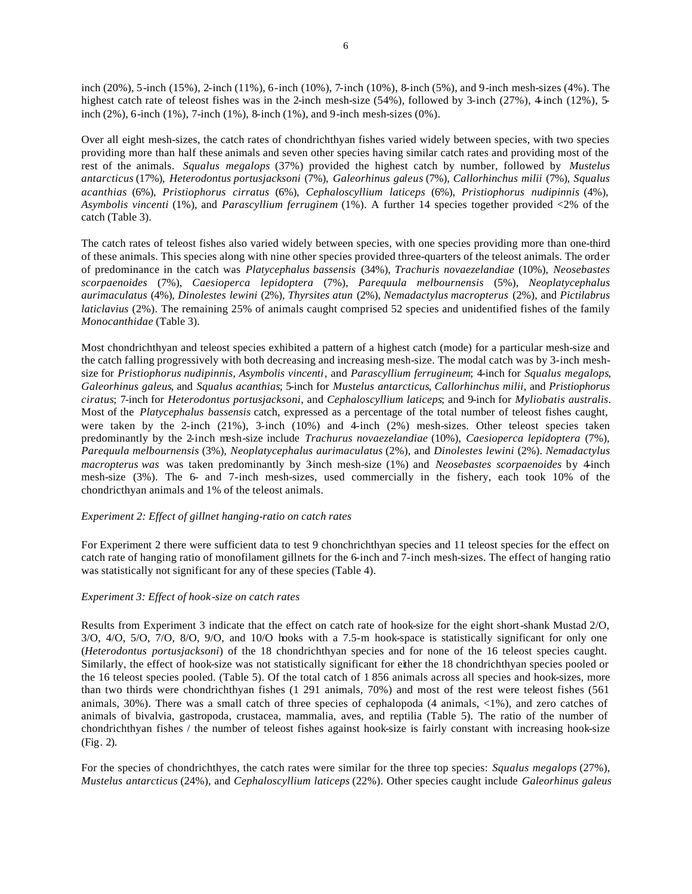inch (20%), 5-inch (15%), 2-inch (11%), 6-inch (10%), 7-inch (10%), 8-inch (5%), and 9-inch mesh-sizes (4%). The highest catch rate of teleost fishes was in the 2-inch mesh-size (54%), followed by 3-inch (27%), 4-inch (12%), 5-inch (2%), 6-inch (1%), 7-inch (1%), 8-inch (1%), and 9-inch mesh-sizes (0%).

Over all eight mesh-sizes, the catch rates of chondrichthyan fishes varied widely between species, with two species providing more than half these animals and seven other species having similar catch rates and providing most of the rest of the animals. *Squalus megalops* (37%) provided the highest catch by number, followed by *Mustelus antarcticus* (17%), *Heterodontus portusjacksoni* (7%), *Galeorhinus galeus* (7%), *Callorhinchus milii* (7%), *Squalus acanthias* (6%), *Pristiophorus cirratus* (6%), *Cephaloscyllium laticeps* (6%), *Pristiophorus nudipinnis* (4%), *Asymbolis vincenti* (1%), and *Parascyllium ferruginem* (1%). A further 14 species together provided <2% of the catch (Table 3).

The catch rates of teleost fishes also varied widely between species, with one species providing more than one-third of these animals. This species along with nine other species provided three-quarters of the teleost animals. The order of predominance in the catch was *Platycephalus bassensis* (34%), *Trachuris novaezelandiae* (10%), *Neosebastes scorpaenoides* (7%), *Caesioperca lepidoptera* (7%), *Parequula melbournensis* (5%), *Neoplatycephalus aurimaculatus* (4%), *Dinolestes lewini* (2%), *Thyrsites atun* (2%), *Nemadactylus macropterus* (2%), and *Pictilabrus laticlavius* (2%). The remaining 25% of animals caught comprised 52 species and unidentified fishes of the family *Monocanthidae* (Table 3).

Most chondrichthyan and teleost species exhibited a pattern of a highest catch (mode) for a particular mesh-size and the catch falling progressively with both decreasing and increasing mesh-size. The modal catch was by 3-inch mesh-size for *Pristiophorus nudipinnis*, *Asymbolis vincenti*, and *Parascyllium ferrugineum*; 4-inch for *Squalus megalops*, *Galeorhinus galeus*, and *Squalus acanthias*; 5-inch for *Mustelus antarcticus*, *Callorhinchus milii*, and *Pristiophorus ciratus*; 7-inch for *Heterodontus portusjacksoni*, and *Cephaloscyllium laticeps*; and 9-inch for *Myliobatis australis*. Most of the *Platycephalus bassensis* catch, expressed as a percentage of the total number of teleost fishes caught, were taken by the 2-inch (21%), 3-inch (10%) and 4-inch (2%) mesh-sizes. Other teleost species taken predominantly by the 2-inch mesh-size include *Trachurus novaezelandiae* (10%), *Caesioperca lepidoptera* (7%), *Parequula melbournensis* (3%), *Neoplatycephalus aurimaculatus* (2%), and *Dinolestes lewini* (2%). *Nemadactylus macropterus was* taken predominantly by 3-inch mesh-size (1%) and *Neosebastes scorpaenoides* by 4-inch mesh-size (3%). The 6- and 7-inch mesh-sizes, used commercially in the fishery, each took 10% of the chondricthyan animals and 1% of the teleost animals.

*Experiment 2: Effect of gillnet hanging-ratio on catch rates*

For Experiment 2 there were sufficient data to test 9 chonchrichthyan species and 11 teleost species for the effect on catch rate of hanging ratio of monofilament gillnets for the 6-inch and 7-inch mesh-sizes. The effect of hanging ratio was statistically not significant for any of these species (Table 4).

*Experiment 3: Effect of hook-size on catch rates*

Results from Experiment 3 indicate that the effect on catch rate of hook-size for the eight short-shank Mustad 2/O, 3/O, 4/O, 5/O, 7/O, 8/O, 9/O, and 10/O hooks with a 7.5-m hook-space is statistically significant for only one (*Heterodontus portusjacksoni*) of the 18 chondrichthyan species and for none of the 16 teleost species caught. Similarly, the effect of hook-size was not statistically significant for either the 18 chondrichthyan species pooled or the 16 teleost species pooled. (Table 5). Of the total catch of 1 856 animals across all species and hook-sizes, more than two thirds were chondrichthyan fishes (1 291 animals, 70%) and most of the rest were teleost fishes (561 animals, 30%). There was a small catch of three species of cephalopoda (4 animals, <1%), and zero catches of animals of bivalvia, gastropoda, crustacea, mammalia, aves, and reptilia (Table 5). The ratio of the number of chondrichthyan fishes / the number of teleost fishes against hook-size is fairly constant with increasing hook-size (Fig. 2).

For the species of chondrichthyes, the catch rates were similar for the three top species: *Squalus megalops* (27%), *Mustelus antarcticus* (24%), and *Cephaloscyllium laticeps* (22%). Other species caught include *Galeorhinus galeus*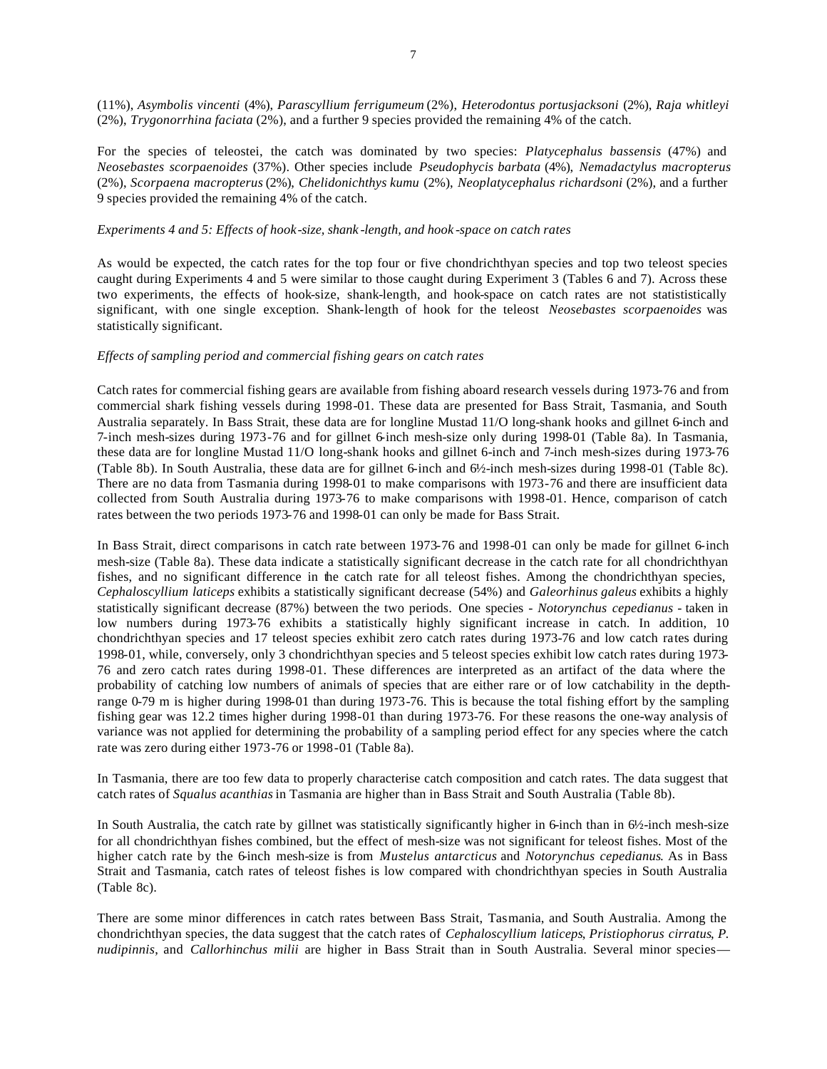(11%), *Asymbolis vincenti* (4%), *Parascyllium ferrigumeum* (2%), *Heterodontus portusjacksoni* (2%), *Raja whitleyi* (2%), *Trygonorrhina faciata* (2%), and a further 9 species provided the remaining 4% of the catch.

For the species of teleostei, the catch was dominated by two species: *Platycephalus bassensis* (47%) and *Neosebastes scorpaenoides* (37%). Other species include *Pseudophycis barbata* (4%), *Nemadactylus macropterus* (2%), *Scorpaena macropterus* (2%), *Chelidonichthys kumu* (2%), *Neoplatycephalus richardsoni* (2%), and a further 9 species provided the remaining 4% of the catch.

*Experiments 4 and 5: Effects of hook-size, shank-length, and hook-space on catch rates*

As would be expected, the catch rates for the top four or five chondrichthyan species and top two teleost species caught during Experiments 4 and 5 were similar to those caught during Experiment 3 (Tables 6 and 7). Across these two experiments, the effects of hook-size, shank-length, and hook-space on catch rates are not statististically significant, with one single exception. Shank-length of hook for the teleost *Neosebastes scorpaenoides* was statistically significant.

*Effects of sampling period and commercial fishing gears on catch rates*

Catch rates for commercial fishing gears are available from fishing aboard research vessels during 1973-76 and from commercial shark fishing vessels during 1998-01. These data are presented for Bass Strait, Tasmania, and South Australia separately. In Bass Strait, these data are for longline Mustad 11/O long-shank hooks and gillnet 6-inch and 7-inch mesh-sizes during 1973-76 and for gillnet 6-inch mesh-size only during 1998-01 (Table 8a). In Tasmania, these data are for longline Mustad 11/O long-shank hooks and gillnet 6-inch and 7-inch mesh-sizes during 1973-76 (Table 8b). In South Australia, these data are for gillnet 6-inch and 6½-inch mesh-sizes during 1998-01 (Table 8c). There are no data from Tasmania during 1998-01 to make comparisons with 1973-76 and there are insufficient data collected from South Australia during 1973-76 to make comparisons with 1998-01. Hence, comparison of catch rates between the two periods 1973-76 and 1998-01 can only be made for Bass Strait.

In Bass Strait, direct comparisons in catch rate between 1973-76 and 1998-01 can only be made for gillnet 6-inch mesh-size (Table 8a). These data indicate a statistically significant decrease in the catch rate for all chondrichthyan fishes, and no significant difference in the catch rate for all teleost fishes. Among the chondrichthyan species, *Cephaloscyllium laticeps* exhibits a statistically significant decrease (54%) and *Galeorhinus galeus* exhibits a highly statistically significant decrease (87%) between the two periods. One species - *Notorynchus cepedianus* - taken in low numbers during 1973-76 exhibits a statistically highly significant increase in catch. In addition, 10 chondrichthyan species and 17 teleost species exhibit zero catch rates during 1973-76 and low catch rates during 1998-01, while, conversely, only 3 chondrichthyan species and 5 teleost species exhibit low catch rates during 1973-76 and zero catch rates during 1998-01. These differences are interpreted as an artifact of the data where the probability of catching low numbers of animals of species that are either rare or of low catchability in the depth-range 0-79 m is higher during 1998-01 than during 1973-76. This is because the total fishing effort by the sampling fishing gear was 12.2 times higher during 1998-01 than during 1973-76. For these reasons the one-way analysis of variance was not applied for determining the probability of a sampling period effect for any species where the catch rate was zero during either 1973-76 or 1998-01 (Table 8a).

In Tasmania, there are too few data to properly characterise catch composition and catch rates. The data suggest that catch rates of *Squalus acanthias* in Tasmania are higher than in Bass Strait and South Australia (Table 8b).

In South Australia, the catch rate by gillnet was statistically significantly higher in 6-inch than in 6½-inch mesh-size for all chondrichthyan fishes combined, but the effect of mesh-size was not significant for teleost fishes. Most of the higher catch rate by the 6-inch mesh-size is from *Mustelus antarcticus* and *Notorynchus cepedianus*. As in Bass Strait and Tasmania, catch rates of teleost fishes is low compared with chondrichthyan species in South Australia (Table 8c).

There are some minor differences in catch rates between Bass Strait, Tasmania, and South Australia. Among the chondrichthyan species, the data suggest that the catch rates of *Cephaloscyllium laticeps*, *Pristiophorus cirratus*, *P. nudipinnis*, and *Callorhinchus milii* are higher in Bass Strait than in South Australia. Several minor species—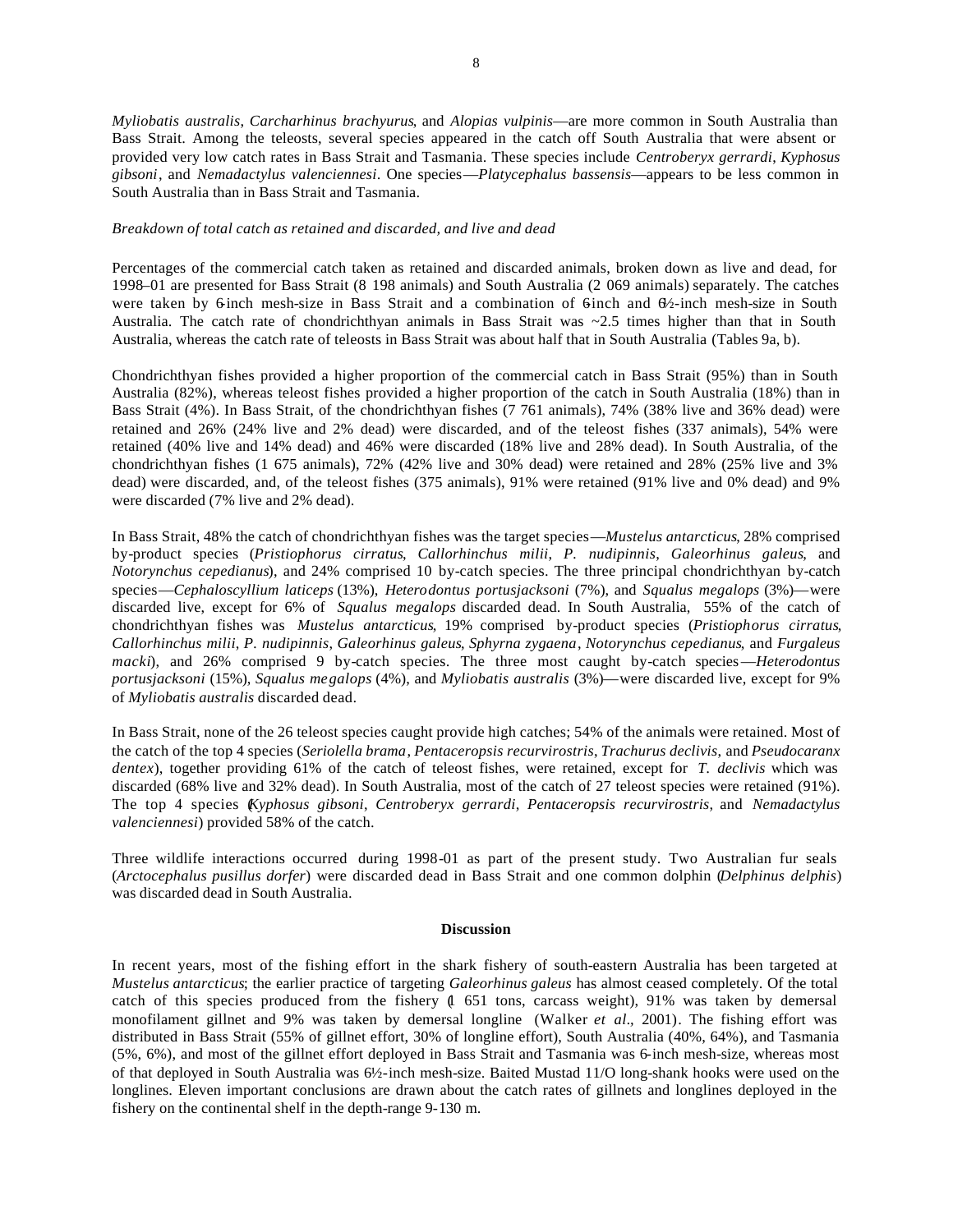*Myliobatis australis*, *Carcharhinus brachyurus*, and *Alopias vulpinis*—are more common in South Australia than Bass Strait. Among the teleosts, several species appeared in the catch off South Australia that were absent or provided very low catch rates in Bass Strait and Tasmania. These species include *Centroberyx gerrardi*, *Kyphosus gibsoni*, and *Nemadactylus valenciennesi*. One species—*Platycephalus bassensis*—appears to be less common in South Australia than in Bass Strait and Tasmania.

*Breakdown of total catch as retained and discarded, and live and dead*

Percentages of the commercial catch taken as retained and discarded animals, broken down as live and dead, for 1998–01 are presented for Bass Strait (8 198 animals) and South Australia (2 069 animals) separately. The catches were taken by 6-inch mesh-size in Bass Strait and a combination of 6-inch and 6½-inch mesh-size in South Australia. The catch rate of chondrichthyan animals in Bass Strait was ~2.5 times higher than that in South Australia, whereas the catch rate of teleosts in Bass Strait was about half that in South Australia (Tables 9a, b).

Chondrichthyan fishes provided a higher proportion of the commercial catch in Bass Strait (95%) than in South Australia (82%), whereas teleost fishes provided a higher proportion of the catch in South Australia (18%) than in Bass Strait (4%). In Bass Strait, of the chondrichthyan fishes (7 761 animals), 74% (38% live and 36% dead) were retained and 26% (24% live and 2% dead) were discarded, and of the teleost fishes (337 animals), 54% were retained (40% live and 14% dead) and 46% were discarded (18% live and 28% dead). In South Australia, of the chondrichthyan fishes (1 675 animals), 72% (42% live and 30% dead) were retained and 28% (25% live and 3% dead) were discarded, and, of the teleost fishes (375 animals), 91% were retained (91% live and 0% dead) and 9% were discarded (7% live and 2% dead).

In Bass Strait, 48% the catch of chondrichthyan fishes was the target species—*Mustelus antarcticus*, 28% comprised by-product species (*Pristiophorus cirratus*, *Callorhinchus milii*, *P. nudipinnis*, *Galeorhinus galeus*, and *Notorynchus cepedianus*), and 24% comprised 10 by-catch species. The three principal chondrichthyan by-catch species—*Cephaloscyllium laticeps* (13%), *Heterodontus portusjacksoni* (7%), and *Squalus megalops* (3%)—were discarded live, except for 6% of *Squalus megalops* discarded dead. In South Australia, 55% of the catch of chondrichthyan fishes was *Mustelus antarcticus*, 19% comprised by-product species (*Pristiophorus cirratus*, *Callorhinchus milii*, *P. nudipinnis*, *Galeorhinus galeus*, *Sphyrna zygaena*, *Notorynchus cepedianus*, and *Furgaleus macki*), and 26% comprised 9 by-catch species. The three most caught by-catch species—*Heterodontus portusjacksoni* (15%), *Squalus megalops* (4%), and *Myliobatis australis* (3%)—were discarded live, except for 9% of *Myliobatis australis* discarded dead.

In Bass Strait, none of the 26 teleost species caught provide high catches; 54% of the animals were retained. Most of the catch of the top 4 species (*Seriolella brama*, *Pentaceropsis recurvirostris*, *Trachurus declivis*, and *Pseudocaranx dentex*), together providing 61% of the catch of teleost fishes, were retained, except for *T. declivis* which was discarded (68% live and 32% dead). In South Australia, most of the catch of 27 teleost species were retained (91%). The top 4 species (*Kyphosus gibsoni*, *Centroberyx gerrardi*, *Pentaceropsis recurvirostris*, and *Nemadactylus valenciennesi*) provided 58% of the catch.

Three wildlife interactions occurred during 1998-01 as part of the present study. Two Australian fur seals (*Arctocephalus pusillus dorfer*) were discarded dead in Bass Strait and one common dolphin (*Delphinus delphis*) was discarded dead in South Australia.

## Discussion

In recent years, most of the fishing effort in the shark fishery of south-eastern Australia has been targeted at *Mustelus antarcticus*; the earlier practice of targeting *Galeorhinus galeus* has almost ceased completely. Of the total catch of this species produced from the fishery (1 651 tons, carcass weight), 91% was taken by demersal monofilament gillnet and 9% was taken by demersal longline (Walker *et al*., 2001). The fishing effort was distributed in Bass Strait (55% of gillnet effort, 30% of longline effort), South Australia (40%, 64%), and Tasmania (5%, 6%), and most of the gillnet effort deployed in Bass Strait and Tasmania was 6-inch mesh-size, whereas most of that deployed in South Australia was 6½-inch mesh-size. Baited Mustad 11/O long-shank hooks were used on the longlines. Eleven important conclusions are drawn about the catch rates of gillnets and longlines deployed in the fishery on the continental shelf in the depth-range 9-130 m.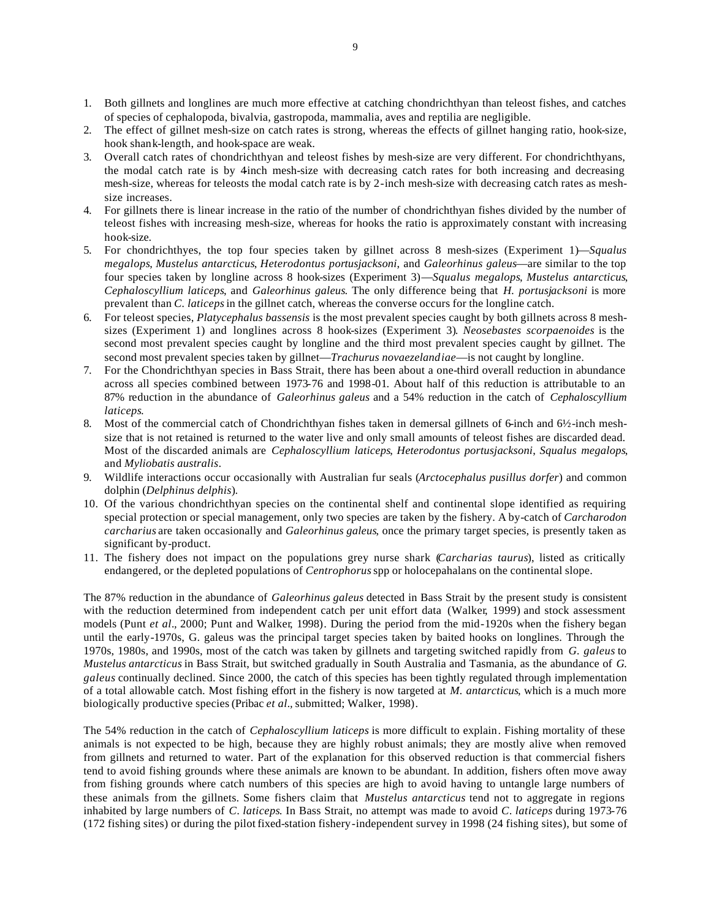1. Both gillnets and longlines are much more effective at catching chondrichthyan than teleost fishes, and catches of species of cephalopoda, bivalvia, gastropoda, mammalia, aves and reptilia are negligible.
2. The effect of gillnet mesh-size on catch rates is strong, whereas the effects of gillnet hanging ratio, hook-size, hook shank-length, and hook-space are weak.
3. Overall catch rates of chondrichthyan and teleost fishes by mesh-size are very different. For chondrichthyans, the modal catch rate is by 4-inch mesh-size with decreasing catch rates for both increasing and decreasing mesh-size, whereas for teleosts the modal catch rate is by 2-inch mesh-size with decreasing catch rates as mesh-size increases.
4. For gillnets there is linear increase in the ratio of the number of chondrichthyan fishes divided by the number of teleost fishes with increasing mesh-size, whereas for hooks the ratio is approximately constant with increasing hook-size.
5. For chondrichthyes, the top four species taken by gillnet across 8 mesh-sizes (Experiment 1)—*Squalus megalops*, *Mustelus antarcticus*, *Heterodontus portusjacksoni*, and *Galeorhinus galeus*—are similar to the top four species taken by longline across 8 hook-sizes (Experiment 3)—*Squalus megalops*, *Mustelus antarcticus*, *Cephaloscyllium laticeps*, and *Galeorhinus galeus*. The only difference being that *H. portusjacksoni* is more prevalent than *C. laticeps* in the gillnet catch, whereas the converse occurs for the longline catch.
6. For teleost species, *Platycephalus bassensis* is the most prevalent species caught by both gillnets across 8 mesh-sizes (Experiment 1) and longlines across 8 hook-sizes (Experiment 3). *Neosebastes scorpaenoides* is the second most prevalent species caught by longline and the third most prevalent species caught by gillnet. The second most prevalent species taken by gillnet—*Trachurus novaezelandiae*—is not caught by longline.
7. For the Chondrichthyan species in Bass Strait, there has been about a one-third overall reduction in abundance across all species combined between 1973-76 and 1998-01. About half of this reduction is attributable to an 87% reduction in the abundance of *Galeorhinus galeus* and a 54% reduction in the catch of *Cephaloscyllium laticeps*.
8. Most of the commercial catch of Chondrichthyan fishes taken in demersal gillnets of 6-inch and 6½-inch mesh-size that is not retained is returned to the water live and only small amounts of teleost fishes are discarded dead. Most of the discarded animals are *Cephaloscyllium laticeps*, *Heterodontus portusjacksoni*, *Squalus megalops*, and *Myliobatis australis*.
9. Wildlife interactions occur occasionally with Australian fur seals (*Arctocephalus pusillus dorfer*) and common dolphin (*Delphinus delphis*).
10. Of the various chondrichthyan species on the continental shelf and continental slope identified as requiring special protection or special management, only two species are taken by the fishery. A by-catch of *Carcharodon carcharius* are taken occasionally and *Galeorhinus galeus*, once the primary target species, is presently taken as significant by-product.
11. The fishery does not impact on the populations grey nurse shark (*Carcharias taurus*), listed as critically endangered, or the depleted populations of *Centrophorus* spp or holocepahalans on the continental slope.

The 87% reduction in the abundance of *Galeorhinus galeus* detected in Bass Strait by the present study is consistent with the reduction determined from independent catch per unit effort data (Walker, 1999) and stock assessment models (Punt *et al*., 2000; Punt and Walker, 1998). During the period from the mid-1920s when the fishery began until the early-1970s, G. galeus was the principal target species taken by baited hooks on longlines. Through the 1970s, 1980s, and 1990s, most of the catch was taken by gillnets and targeting switched rapidly from *G. galeus* to *Mustelus antarcticus* in Bass Strait, but switched gradually in South Australia and Tasmania, as the abundance of *G. galeus* continually declined. Since 2000, the catch of this species has been tightly regulated through implementation of a total allowable catch. Most fishing effort in the fishery is now targeted at *M. antarcticus*, which is a much more biologically productive species (Pribac *et al*., submitted; Walker, 1998).

The 54% reduction in the catch of *Cephaloscyllium laticeps* is more difficult to explain. Fishing mortality of these animals is not expected to be high, because they are highly robust animals; they are mostly alive when removed from gillnets and returned to water. Part of the explanation for this observed reduction is that commercial fishers tend to avoid fishing grounds where these animals are known to be abundant. In addition, fishers often move away from fishing grounds where catch numbers of this species are high to avoid having to untangle large numbers of these animals from the gillnets. Some fishers claim that *Mustelus antarcticus* tend not to aggregate in regions inhabited by large numbers of *C. laticeps*. In Bass Strait, no attempt was made to avoid *C. laticeps* during 1973-76 (172 fishing sites) or during the pilot fixed-station fishery-independent survey in 1998 (24 fishing sites), but some of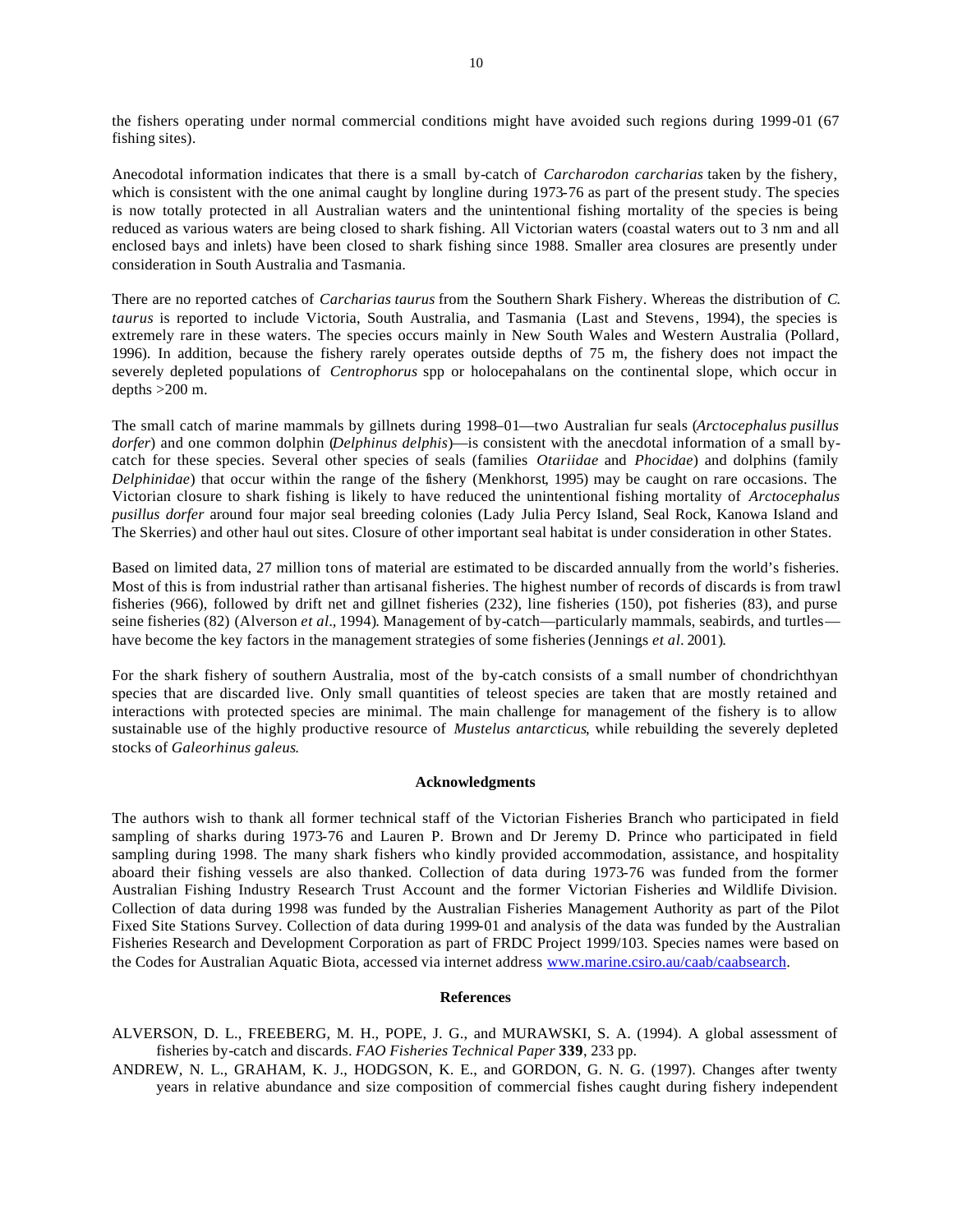the fishers operating under normal commercial conditions might have avoided such regions during 1999-01 (67 fishing sites).

Anecodotal information indicates that there is a small by-catch of *Carcharodon carcharias* taken by the fishery, which is consistent with the one animal caught by longline during 1973-76 as part of the present study. The species is now totally protected in all Australian waters and the unintentional fishing mortality of the species is being reduced as various waters are being closed to shark fishing. All Victorian waters (coastal waters out to 3 nm and all enclosed bays and inlets) have been closed to shark fishing since 1988. Smaller area closures are presently under consideration in South Australia and Tasmania.

There are no reported catches of *Carcharias taurus* from the Southern Shark Fishery. Whereas the distribution of *C. taurus* is reported to include Victoria, South Australia, and Tasmania (Last and Stevens, 1994), the species is extremely rare in these waters. The species occurs mainly in New South Wales and Western Australia (Pollard, 1996). In addition, because the fishery rarely operates outside depths of 75 m, the fishery does not impact the severely depleted populations of *Centrophorus* spp or holocepahalans on the continental slope, which occur in depths >200 m.

The small catch of marine mammals by gillnets during 1998–01—two Australian fur seals (*Arctocephalus pusillus dorfer*) and one common dolphin (*Delphinus delphis*)—is consistent with the anecdotal information of a small by-catch for these species. Several other species of seals (families *Otariidae* and *Phocidae*) and dolphins (family *Delphinidae*) that occur within the range of the fishery (Menkhorst, 1995) may be caught on rare occasions. The Victorian closure to shark fishing is likely to have reduced the unintentional fishing mortality of *Arctocephalus pusillus dorfer* around four major seal breeding colonies (Lady Julia Percy Island, Seal Rock, Kanowa Island and The Skerries) and other haul out sites. Closure of other important seal habitat is under consideration in other States.

Based on limited data, 27 million tons of material are estimated to be discarded annually from the world's fisheries. Most of this is from industrial rather than artisanal fisheries. The highest number of records of discards is from trawl fisheries (966), followed by drift net and gillnet fisheries (232), line fisheries (150), pot fisheries (83), and purse seine fisheries (82) (Alverson *et al*., 1994). Management of by-catch—particularly mammals, seabirds, and turtles—have become the key factors in the management strategies of some fisheries (Jennings *et al*. 2001).

For the shark fishery of southern Australia, most of the by-catch consists of a small number of chondrichthyan species that are discarded live. Only small quantities of teleost species are taken that are mostly retained and interactions with protected species are minimal. The main challenge for management of the fishery is to allow sustainable use of the highly productive resource of *Mustelus antarcticus*, while rebuilding the severely depleted stocks of *Galeorhinus galeus*.

## Acknowledgments

The authors wish to thank all former technical staff of the Victorian Fisheries Branch who participated in field sampling of sharks during 1973-76 and Lauren P. Brown and Dr Jeremy D. Prince who participated in field sampling during 1998. The many shark fishers who kindly provided accommodation, assistance, and hospitality aboard their fishing vessels are also thanked. Collection of data during 1973-76 was funded from the former Australian Fishing Industry Research Trust Account and the former Victorian Fisheries and Wildlife Division. Collection of data during 1998 was funded by the Australian Fisheries Management Authority as part of the Pilot Fixed Site Stations Survey. Collection of data during 1999-01 and analysis of the data was funded by the Australian Fisheries Research and Development Corporation as part of FRDC Project 1999/103. Species names were based on the Codes for Australian Aquatic Biota, accessed via internet address www.marine.csiro.au/caab/caabsearch.

## References

ALVERSON, D. L., FREEBERG, M. H., POPE, J. G., and MURAWSKI, S. A. (1994). A global assessment of fisheries by-catch and discards. *FAO Fisheries Technical Paper* **339**, 233 pp.

ANDREW, N. L., GRAHAM, K. J., HODGSON, K. E., and GORDON, G. N. G. (1997). Changes after twenty years in relative abundance and size composition of commercial fishes caught during fishery independent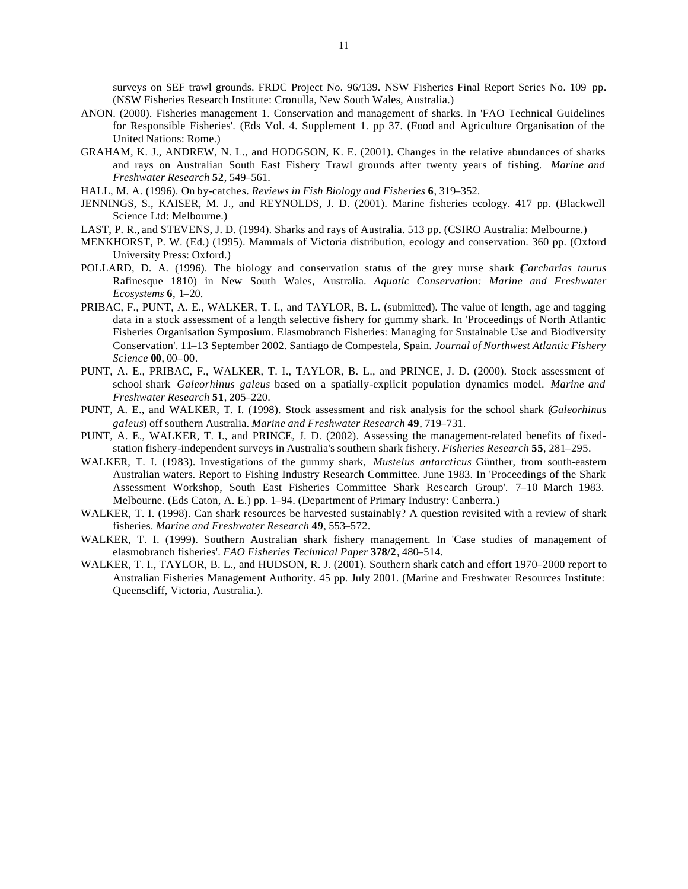surveys on SEF trawl grounds. FRDC Project No. 96/139. NSW Fisheries Final Report Series No. 109 pp. (NSW Fisheries Research Institute: Cronulla, New South Wales, Australia.)

ANON. (2000). Fisheries management 1. Conservation and management of sharks. In 'FAO Technical Guidelines for Responsible Fisheries'. (Eds Vol. 4. Supplement 1. pp 37. (Food and Agriculture Organisation of the United Nations: Rome.)

GRAHAM, K. J., ANDREW, N. L., and HODGSON, K. E. (2001). Changes in the relative abundances of sharks and rays on Australian South East Fishery Trawl grounds after twenty years of fishing. *Marine and Freshwater Research* **52**, 549–561.

HALL, M. A. (1996). On by-catches. *Reviews in Fish Biology and Fisheries* **6**, 319–352.

JENNINGS, S., KAISER, M. J., and REYNOLDS, J. D. (2001). Marine fisheries ecology. 417 pp. (Blackwell Science Ltd: Melbourne.)

LAST, P. R., and STEVENS, J. D. (1994). Sharks and rays of Australia. 513 pp. (CSIRO Australia: Melbourne.)

MENKHORST, P. W. (Ed.) (1995). Mammals of Victoria distribution, ecology and conservation. 360 pp. (Oxford University Press: Oxford.)

POLLARD, D. A. (1996). The biology and conservation status of the grey nurse shark (*Carcharias taurus* Rafinesque 1810) in New South Wales, Australia. *Aquatic Conservation: Marine and Freshwater Ecosystems* **6**, 1–20.

PRIBAC, F., PUNT, A. E., WALKER, T. I., and TAYLOR, B. L. (submitted). The value of length, age and tagging data in a stock assessment of a length selective fishery for gummy shark. In 'Proceedings of North Atlantic Fisheries Organisation Symposium. Elasmobranch Fisheries: Managing for Sustainable Use and Biodiversity Conservation'. 11–13 September 2002. Santiago de Compestela, Spain. *Journal of Northwest Atlantic Fishery Science* **00**, 00–00.

PUNT, A. E., PRIBAC, F., WALKER, T. I., TAYLOR, B. L., and PRINCE, J. D. (2000). Stock assessment of school shark *Galeorhinus galeus* based on a spatially-explicit population dynamics model. *Marine and Freshwater Research* **51**, 205–220.

PUNT, A. E., and WALKER, T. I. (1998). Stock assessment and risk analysis for the school shark (*Galeorhinus galeus*) off southern Australia. *Marine and Freshwater Research* **49**, 719–731.

PUNT, A. E., WALKER, T. I., and PRINCE, J. D. (2002). Assessing the management-related benefits of fixed-station fishery-independent surveys in Australia's southern shark fishery. *Fisheries Research* **55**, 281–295.

WALKER, T. I. (1983). Investigations of the gummy shark, *Mustelus antarcticus* Günther, from south-eastern Australian waters. Report to Fishing Industry Research Committee. June 1983. In 'Proceedings of the Shark Assessment Workshop, South East Fisheries Committee Shark Research Group'. 7–10 March 1983. Melbourne. (Eds Caton, A. E.) pp. 1–94. (Department of Primary Industry: Canberra.)

WALKER, T. I. (1998). Can shark resources be harvested sustainably? A question revisited with a review of shark fisheries. *Marine and Freshwater Research* **49**, 553–572.

WALKER, T. I. (1999). Southern Australian shark fishery management. In 'Case studies of management of elasmobranch fisheries'. *FAO Fisheries Technical Paper* **378/2**, 480–514.

WALKER, T. I., TAYLOR, B. L., and HUDSON, R. J. (2001). Southern shark catch and effort 1970–2000 report to Australian Fisheries Management Authority. 45 pp. July 2001. (Marine and Freshwater Resources Institute: Queenscliff, Victoria, Australia.).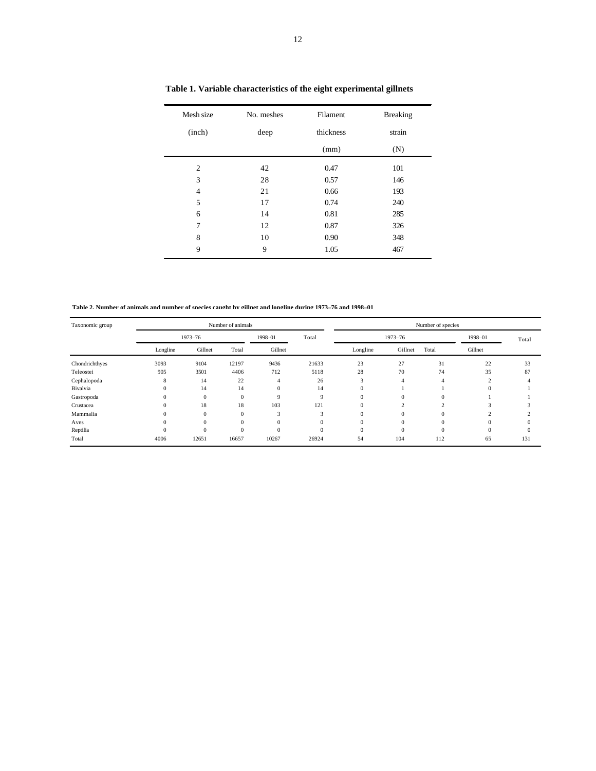**Table 1. Variable characteristics of the eight experimental gillnets**

| Mesh size (inch) | No. meshes deep | Filament thickness (mm) | Breaking strain (N) |
|---|---|---|---|
| 2 | 42 | 0.47 | 101 |
| 3 | 28 | 0.57 | 146 |
| 4 | 21 | 0.66 | 193 |
| 5 | 17 | 0.74 | 240 |
| 6 | 14 | 0.81 | 285 |
| 7 | 12 | 0.87 | 326 |
| 8 | 10 | 0.90 | 348 |
| 9 | 9 | 1.05 | 467 |

**Table 2. Number of animals and number of species caught by gillnet and longline during 1973–76 and 1998–01**

| Taxonomic group | Number of animals | | | | | Number of species | | | | |
|---|---|---|---|---|---|---|---|---|---|---|
| | 1973–76 | | | 1998–01 | Total | 1973–76 | | | 1998–01 | Total |
| | Longline | Gillnet | Total | Gillnet | | Longline | Gillnet | Total | Gillnet | |
| Chondrichthyes | 3093 | 9104 | 12197 | 9436 | 21633 | 23 | 27 | 31 | 22 | 33 |
| Teleostei | 905 | 3501 | 4406 | 712 | 5118 | 28 | 70 | 74 | 35 | 87 |
| Cephalopoda | 8 | 14 | 22 | 4 | 26 | 3 | 4 | 4 | 2 | 4 |
| Bivalvia | 0 | 14 | 14 | 0 | 14 | 0 | 1 | 1 | 0 | 1 |
| Gastropoda | 0 | 0 | 0 | 9 | 9 | 0 | 0 | 0 | 1 | 1 |
| Crustacea | 0 | 18 | 18 | 103 | 121 | 0 | 2 | 2 | 3 | 3 |
| Mammalia | 0 | 0 | 0 | 3 | 3 | 0 | 0 | 0 | 2 | 2 |
| Aves | 0 | 0 | 0 | 0 | 0 | 0 | 0 | 0 | 0 | 0 |
| Reptilia | 0 | 0 | 0 | 0 | 0 | 0 | 0 | 0 | 0 | 0 |
| Total | 4006 | 12651 | 16657 | 10267 | 26924 | 54 | 104 | 112 | 65 | 131 |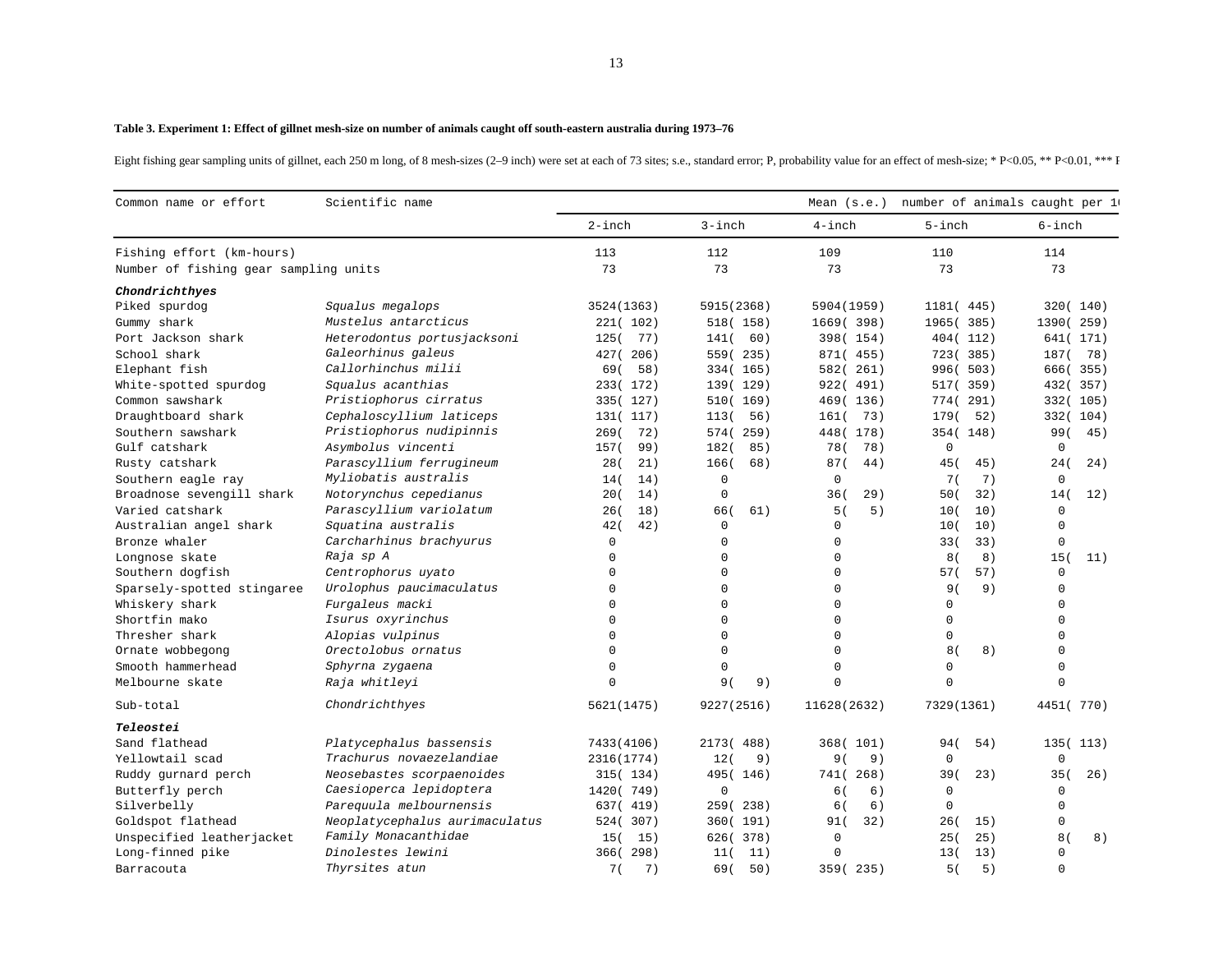**Table 3. Experiment 1: Effect of gillnet mesh-size on number of animals caught off south-eastern australia during 1973–76**

Eight fishing gear sampling units of gillnet, each 250 m long, of 8 mesh-sizes (2–9 inch) were set at each of 73 sites; s.e., standard error; P, probability value for an effect of mesh-size; * P<0.05, ** P<0.01, *** P

| Common name or effort | Scientific name | Mean (s.e.) number of animals caught per 1 | | | | |
|---|---|---|---|---|---|---|
| | | 2-inch | 3-inch | 4-inch | 5-inch | 6-inch |
| Fishing effort (km-hours) | | 113 | 112 | 109 | 110 | 114 |
| Number of fishing gear sampling units | | 73 | 73 | 73 | 73 | 73 |
| ***Chondrichthyes*** | | | | | | |
| Piked spurdog | *Squalus megalops* | 3524(1363) | 5915(2368) | 5904(1959) | 1181( 445) | 320( 140) |
| Gummy shark | *Mustelus antarcticus* | 221( 102) | 518( 158) | 1669( 398) | 1965( 385) | 1390( 259) |
| Port Jackson shark | *Heterodontus portusjacksoni* | 125( 77) | 141( 60) | 398( 154) | 404( 112) | 641( 171) |
| School shark | *Galeorhinus galeus* | 427( 206) | 559( 235) | 871( 455) | 723( 385) | 187( 78) |
| Elephant fish | *Callorhinchus milii* | 69( 58) | 334( 165) | 582( 261) | 996( 503) | 666( 355) |
| White-spotted spurdog | *Squalus acanthias* | 233( 172) | 139( 129) | 922( 491) | 517( 359) | 432( 357) |
| Common sawshark | *Pristiophorus cirratus* | 335( 127) | 510( 169) | 469( 136) | 774( 291) | 332( 105) |
| Draughtboard shark | *Cephaloscyllium laticeps* | 131( 117) | 113( 56) | 161( 73) | 179( 52) | 332( 104) |
| Southern sawshark | *Pristiophorus nudipinnis* | 269( 72) | 574( 259) | 448( 178) | 354( 148) | 99( 45) |
| Gulf catshark | *Asymbolus vincenti* | 157( 99) | 182( 85) | 78( 78) | 0 | 0 |
| Rusty catshark | *Parascyllium ferrugineum* | 28( 21) | 166( 68) | 87( 44) | 45( 45) | 24( 24) |
| Southern eagle ray | *Myliobatis australis* | 14( 14) | 0 | 0 | 7( 7) | 0 |
| Broadnose sevengill shark | *Notorynchus cepedianus* | 20( 14) | 0 | 36( 29) | 50( 32) | 14( 12) |
| Varied catshark | *Parascyllium variolatum* | 26( 18) | 66( 61) | 5( 5) | 10( 10) | 0 |
| Australian angel shark | *Squatina australis* | 42( 42) | 0 | 0 | 10( 10) | 0 |
| Bronze whaler | *Carcharhinus brachyurus* | 0 | 0 | 0 | 33( 33) | 0 |
| Longnose skate | *Raja sp A* | 0 | 0 | 0 | 8( 8) | 15( 11) |
| Southern dogfish | *Centrophorus uyato* | 0 | 0 | 0 | 57( 57) | 0 |
| Sparsely-spotted stingaree | *Urolophus paucimaculatus* | 0 | 0 | 0 | 9( 9) | 0 |
| Whiskery shark | *Furgaleus macki* | 0 | 0 | 0 | 0 | 0 |
| Shortfin mako | *Isurus oxyrinchus* | 0 | 0 | 0 | 0 | 0 |
| Thresher shark | *Alopias vulpinus* | 0 | 0 | 0 | 0 | 0 |
| Ornate wobbegong | *Orectolobus ornatus* | 0 | 0 | 0 | 8( 8) | 0 |
| Smooth hammerhead | *Sphyrna zygaena* | 0 | 0 | 0 | 0 | 0 |
| Melbourne skate | *Raja whitleyi* | 0 | 9( 9) | 0 | 0 | 0 |
| Sub-total | *Chondrichthyes* | 5621(1475) | 9227(2516) | 11628(2632) | 7329(1361) | 4451( 770) |
| ***Teleostei*** | | | | | | |
| Sand flathead | *Platycephalus bassensis* | 7433(4106) | 2173( 488) | 368( 101) | 94( 54) | 135( 113) |
| Yellowtail scad | *Trachurus novaezelandiae* | 2316(1774) | 12( 9) | 9( 9) | 0 | 0 |
| Ruddy gurnard perch | *Neosebastes scorpaenoides* | 315( 134) | 495( 146) | 741( 268) | 39( 23) | 35( 26) |
| Butterfly perch | *Caesioperca lepidoptera* | 1420( 749) | 0 | 6( 6) | 0 | 0 |
| Silverbelly | *Parequula melbournensis* | 637( 419) | 259( 238) | 6( 6) | 0 | 0 |
| Goldspot flathead | *Neoplatycephalus aurimaculatus* | 524( 307) | 360( 191) | 91( 32) | 26( 15) | 0 |
| Unspecified leatherjacket | *Family Monacanthidae* | 15( 15) | 626( 378) | 0 | 25( 25) | 8( 8) |
| Long-finned pike | *Dinolestes lewini* | 366( 298) | 11( 11) | 0 | 13( 13) | 0 |
| Barracouta | *Thyrsites atun* | 7( 7) | 69( 50) | 359( 235) | 5( 5) | 0 |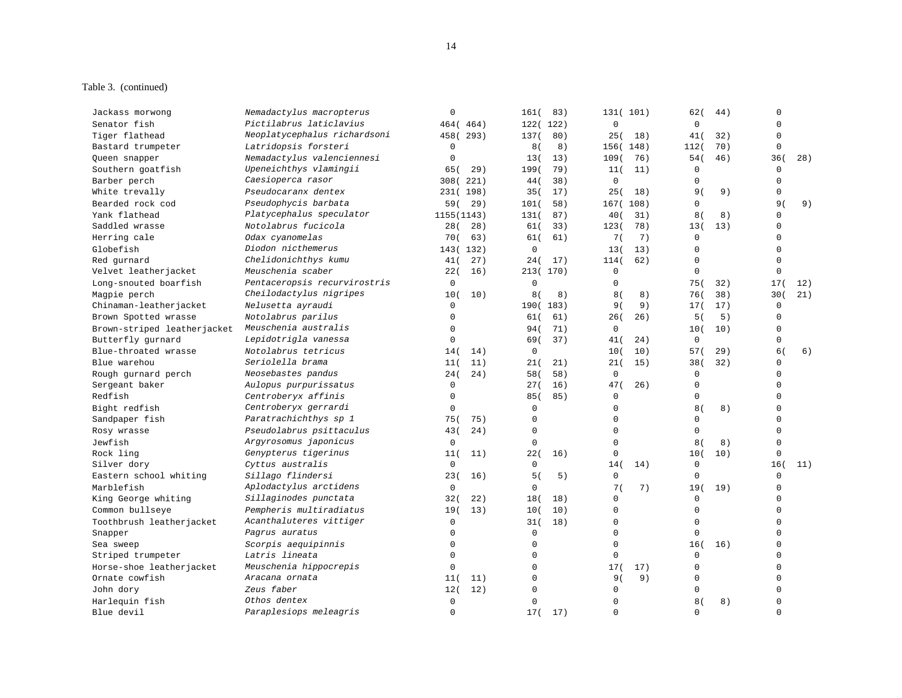Table 3. (continued)

| Common name | Scientific name | | | | | |
|---|---|---|---|---|---|---|
| Jackass morwong | *Nemadactylus macropterus* | 0 | 161( 83) | 131( 101) | 62( 44) | 0 |
| Senator fish | *Pictilabrus laticlavius* | 464( 464) | 122( 122) | 0 | 0 | 0 |
| Tiger flathead | *Neoplatycephalus richardsoni* | 458( 293) | 137( 80) | 25( 18) | 41( 32) | 0 |
| Bastard trumpeter | *Latridopsis forsteri* | 0 | 8( 8) | 156( 148) | 112( 70) | 0 |
| Queen snapper | *Nemadactylus valenciennesi* | 0 | 13( 13) | 109( 76) | 54( 46) | 36( 28) |
| Southern goatfish | *Upeneichthys vlamingii* | 65( 29) | 199( 79) | 11( 11) | 0 | 0 |
| Barber perch | *Caesioperca rasor* | 308( 221) | 44( 38) | 0 | 0 | 0 |
| White trevally | *Pseudocaranx dentex* | 231( 198) | 35( 17) | 25( 18) | 9( 9) | 0 |
| Bearded rock cod | *Pseudophycis barbata* | 59( 29) | 101( 58) | 167( 108) | 0 | 9( 9) |
| Yank flathead | *Platycephalus speculator* | 1155(1143) | 131( 87) | 40( 31) | 8( 8) | 0 |
| Saddled wrasse | *Notolabrus fucicola* | 28( 28) | 61( 33) | 123( 78) | 13( 13) | 0 |
| Herring cale | *Odax cyanomelas* | 70( 63) | 61( 61) | 7( 7) | 0 | 0 |
| Globefish | *Diodon nicthemerus* | 143( 132) | 0 | 13( 13) | 0 | 0 |
| Red gurnard | *Chelidonichthys kumu* | 41( 27) | 24( 17) | 114( 62) | 0 | 0 |
| Velvet leatherjacket | *Meuschenia scaber* | 22( 16) | 213( 170) | 0 | 0 | 0 |
| Long-snouted boarfish | *Pentaceropsis recurvirostris* | 0 | 0 | 0 | 75( 32) | 17( 12) |
| Magpie perch | *Cheilodactylus nigripes* | 10( 10) | 8( 8) | 8( 8) | 76( 38) | 30( 21) |
| Chinaman-leatherjacket | *Nelusetta ayraudi* | 0 | 190( 183) | 9( 9) | 17( 17) | 0 |
| Brown Spotted wrasse | *Notolabrus parilus* | 0 | 61( 61) | 26( 26) | 5( 5) | 0 |
| Brown-striped leatherjacket | *Meuschenia australis* | 0 | 94( 71) | 0 | 10( 10) | 0 |
| Butterfly gurnard | *Lepidotrigla vanessa* | 0 | 69( 37) | 41( 24) | 0 | 0 |
| Blue-throated wrasse | *Notolabrus tetricus* | 14( 14) | 0 | 10( 10) | 57( 29) | 6( 6) |
| Blue warehou | *Seriolella brama* | 11( 11) | 21( 21) | 21( 15) | 38( 32) | 0 |
| Rough gurnard perch | *Neosebastes pandus* | 24( 24) | 58( 58) | 0 | 0 | 0 |
| Sergeant baker | *Aulopus purpurissatus* | 0 | 27( 16) | 47( 26) | 0 | 0 |
| Redfish | *Centroberyx affinis* | 0 | 85( 85) | 0 | 0 | 0 |
| Bight redfish | *Centroberyx gerrardi* | 0 | 0 | 0 | 8( 8) | 0 |
| Sandpaper fish | *Paratrachichthys sp 1* | 75( 75) | 0 | 0 | 0 | 0 |
| Rosy wrasse | *Pseudolabrus psittaculus* | 43( 24) | 0 | 0 | 0 | 0 |
| Jewfish | *Argyrosomus japonicus* | 0 | 0 | 0 | 8( 8) | 0 |
| Rock ling | *Genypterus tigerinus* | 11( 11) | 22( 16) | 0 | 10( 10) | 0 |
| Silver dory | *Cyttus australis* | 0 | 0 | 14( 14) | 0 | 16( 11) |
| Eastern school whiting | *Sillago flindersi* | 23( 16) | 5( 5) | 0 | 0 | 0 |
| Marblefish | *Aplodactylus arctidens* | 0 | 0 | 7( 7) | 19( 19) | 0 |
| King George whiting | *Sillaginodes punctata* | 32( 22) | 18( 18) | 0 | 0 | 0 |
| Common bullseye | *Pempheris multiradiatus* | 19( 13) | 10( 10) | 0 | 0 | 0 |
| Toothbrush leatherjacket | *Acanthaluteres vittiger* | 0 | 31( 18) | 0 | 0 | 0 |
| Snapper | *Pagrus auratus* | 0 | 0 | 0 | 0 | 0 |
| Sea sweep | *Scorpis aequipinnis* | 0 | 0 | 0 | 16( 16) | 0 |
| Striped trumpeter | *Latris lineata* | 0 | 0 | 0 | 0 | 0 |
| Horse-shoe leatherjacket | *Meuschenia hippocrepis* | 0 | 0 | 17( 17) | 0 | 0 |
| Ornate cowfish | *Aracana ornata* | 11( 11) | 0 | 9( 9) | 0 | 0 |
| John dory | *Zeus faber* | 12( 12) | 0 | 0 | 0 | 0 |
| Harlequin fish | *Othos dentex* | 0 | 0 | 0 | 8( 8) | 0 |
| Blue devil | *Paraplesiops meleagris* | 0 | 17( 17) | 0 | 0 | 0 |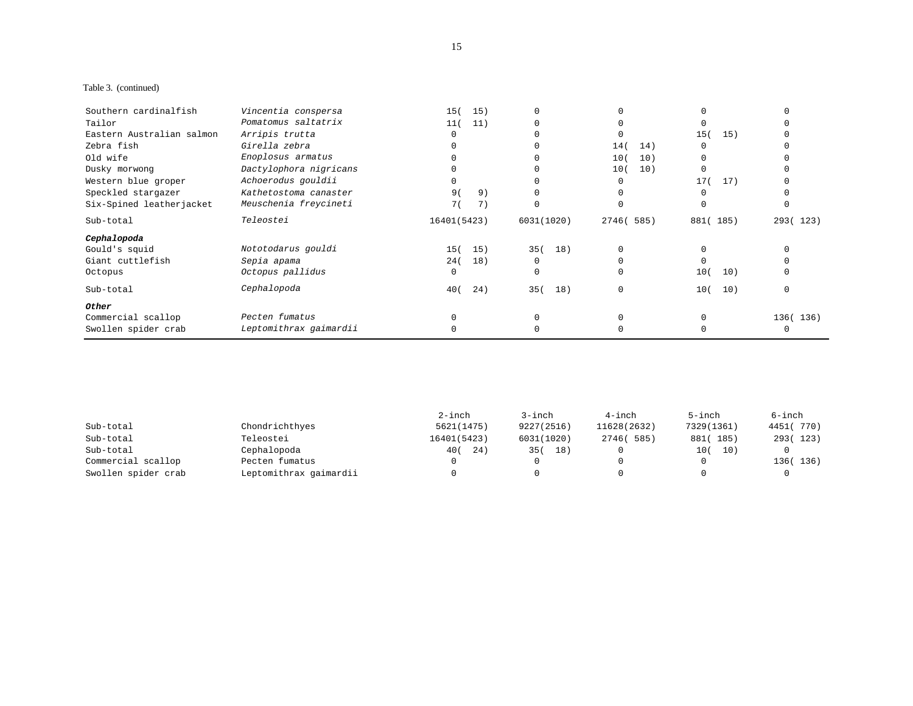Table 3. (continued)

| | | | | | | |
|---|---|---|---|---|---|---|
| Southern cardinalfish | *Vincentia conspersa* | 15( 15) | 0 | 0 | 0 | 0 |
| Tailor | *Pomatomus saltatrix* | 11( 11) | 0 | 0 | 0 | 0 |
| Eastern Australian salmon | *Arripis trutta* | 0 | 0 | 0 | 15( 15) | 0 |
| Zebra fish | *Girella zebra* | 0 | 0 | 14( 14) | 0 | 0 |
| Old wife | *Enoplosus armatus* | 0 | 0 | 10( 10) | 0 | 0 |
| Dusky morwong | *Dactylophora nigricans* | 0 | 0 | 10( 10) | 0 | 0 |
| Western blue groper | *Achoerodus gouldii* | 0 | 0 | 0 | 17( 17) | 0 |
| Speckled stargazer | *Kathetostoma canaster* | 9( 9) | 0 | 0 | 0 | 0 |
| Six-Spined leatherjacket | *Meuschenia freycineti* | 7( 7) | 0 | 0 | 0 | 0 |
| Sub-total | *Teleostei* | 16401(5423) | 6031(1020) | 2746( 585) | 881( 185) | 293( 123) |
| ***Cephalopoda*** | | | | | | |
| Gould's squid | *Nototodarus gouldi* | 15( 15) | 35( 18) | 0 | 0 | 0 |
| Giant cuttlefish | *Sepia apama* | 24( 18) | 0 | 0 | 0 | 0 |
| Octopus | *Octopus pallidus* | 0 | 0 | 0 | 10( 10) | 0 |
| Sub-total | *Cephalopoda* | 40( 24) | 35( 18) | 0 | 10( 10) | 0 |
| ***Other*** | | | | | | |
| Commercial scallop | *Pecten fumatus* | 0 | 0 | 0 | 0 | 136( 136) |
| Swollen spider crab | *Leptomithrax gaimardii* | 0 | 0 | 0 | 0 | 0 |

| | | 2-inch | 3-inch | 4-inch | 5-inch | 6-inch |
|---|---|---|---|---|---|---|
| Sub-total | Chondrichthyes | 5621(1475) | 9227(2516) | 11628(2632) | 7329(1361) | 4451( 770) |
| Sub-total | Teleostei | 16401(5423) | 6031(1020) | 2746( 585) | 881( 185) | 293( 123) |
| Sub-total | Cephalopoda | 40( 24) | 35( 18) | 0 | 10( 10) | 0 |
| Commercial scallop | Pecten fumatus | 0 | 0 | 0 | 0 | 136( 136) |
| Swollen spider crab | Leptomithrax gaimardii | 0 | 0 | 0 | 0 | 0 |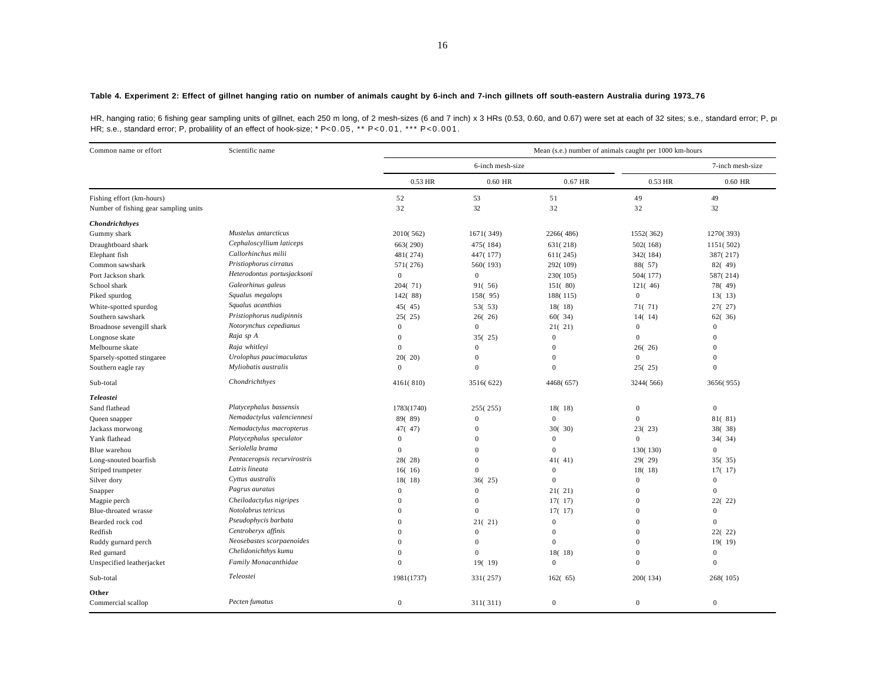**Table 4. Experiment 2: Effect of gillnet hanging ratio on number of animals caught by 6-inch and 7-inch gillnets off south-eastern Australia during 1973_76**

HR, hanging ratio; 6 fishing gear sampling units of gillnet, each 250 m long, of 2 mesh-sizes (6 and 7 inch) x 3 HRs (0.53, 0.60, and 0.67) were set at each of 32 sites; s.e., standard error; P, pr HR; s.e., standard error; P, probalility of an effect of hook-size; * P<0.05, ** P<0.01, *** P<0.001.

| Common name or effort | Scientific name | Mean (s.e.) number of animals caught per 1000 km-hours | | | | |
|---|---|---|---|---|---|---|
| | | 6-inch mesh-size | | | 7-inch mesh-size | |
| | | 0.53 HR | 0.60 HR | 0.67 HR | 0.53 HR | 0.60 HR |
| Fishing effort (km-hours) | | 52 | 53 | 51 | 49 | 49 |
| Number of fishing gear sampling units | | 32 | 32 | 32 | 32 | 32 |
| ***Chondrichthyes*** | | | | | | |
| Gummy shark | *Mustelus antarcticus* | 2010( 562) | 1671( 349) | 2266( 486) | 1552( 362) | 1270( 393) |
| Draughtboard shark | *Cephaloscyllium laticeps* | 663( 290) | 475( 184) | 631( 218) | 502( 168) | 1151( 502) |
| Elephant fish | *Callorhinchus milii* | 481( 274) | 447( 177) | 611( 245) | 342( 184) | 387( 217) |
| Common sawshark | *Pristiophorus cirratus* | 571( 276) | 560( 193) | 292( 109) | 88( 57) | 82( 49) |
| Port Jackson shark | *Heterodontus portusjacksoni* | 0 | 0 | 230( 105) | 504( 177) | 587( 214) |
| School shark | *Galeorhinus galeus* | 204( 71) | 91( 56) | 151( 80) | 121( 46) | 78( 49) |
| Piked spurdog | *Squalus megalops* | 142( 88) | 158( 95) | 188( 115) | 0 | 13( 13) |
| White-spotted spurdog | *Squalus acanthias* | 45( 45) | 53( 53) | 18( 18) | 71( 71) | 27( 27) |
| Southern sawshark | *Pristiophorus nudipinnis* | 25( 25) | 26( 26) | 60( 34) | 14( 14) | 62( 36) |
| Broadnose sevengill shark | *Notorynchus cepedianus* | 0 | 0 | 21( 21) | 0 | 0 |
| Longnose skate | *Raja sp A* | 0 | 35( 25) | 0 | 0 | 0 |
| Melbourne skate | *Raja whitleyi* | 0 | 0 | 0 | 26( 26) | 0 |
| Sparsely-spotted stingaree | *Urolophus paucimaculatus* | 20( 20) | 0 | 0 | 0 | 0 |
| Southern eagle ray | *Myliobatis australis* | 0 | 0 | 0 | 25( 25) | 0 |
| Sub-total | *Chondrichthyes* | 4161( 810) | 3516( 622) | 4468( 657) | 3244( 566) | 3656( 955) |
| ***Teleostei*** | | | | | | |
| Sand flathead | *Platycephalus bassensis* | 1783(1740) | 255( 255) | 18( 18) | 0 | 0 |
| Queen snapper | *Nemadactylus valenciennesi* | 89( 89) | 0 | 0 | 0 | 81( 81) |
| Jackass morwong | *Nemadactylus macropterus* | 47( 47) | 0 | 30( 30) | 23( 23) | 38( 38) |
| Yank flathead | *Platycephalus speculator* | 0 | 0 | 0 | 0 | 34( 34) |
| Blue warehou | *Seriolella brama* | 0 | 0 | 0 | 130( 130) | 0 |
| Long-snouted boarfish | *Pentaceropsis recurvirostris* | 28( 28) | 0 | 41( 41) | 29( 29) | 35( 35) |
| Striped trumpeter | *Latris lineata* | 16( 16) | 0 | 0 | 18( 18) | 17( 17) |
| Silver dory | *Cyttus australis* | 18( 18) | 36( 25) | 0 | 0 | 0 |
| Snapper | *Pagrus auratus* | 0 | 0 | 21( 21) | 0 | 0 |
| Magpie perch | *Cheilodactylus nigripes* | 0 | 0 | 17( 17) | 0 | 22( 22) |
| Blue-throated wrasse | *Notolabrus tetricus* | 0 | 0 | 17( 17) | 0 | 0 |
| Bearded rock cod | *Pseudophycis barbata* | 0 | 21( 21) | 0 | 0 | 0 |
| Redfish | *Centroberyx affinis* | 0 | 0 | 0 | 0 | 22( 22) |
| Ruddy gurnard perch | *Neosebastes scorpaenoides* | 0 | 0 | 0 | 0 | 19( 19) |
| Red gurnard | *Chelidonichthys kumu* | 0 | 0 | 18( 18) | 0 | 0 |
| Unspecified leatherjacket | *Family Monacanthidae* | 0 | 19( 19) | 0 | 0 | 0 |
| Sub-total | *Teleostei* | 1981(1737) | 331( 257) | 162( 65) | 200( 134) | 268( 105) |
| **Other** | | | | | | |
| Commercial scallop | *Pecten fumatus* | 0 | 311( 311) | 0 | 0 | 0 |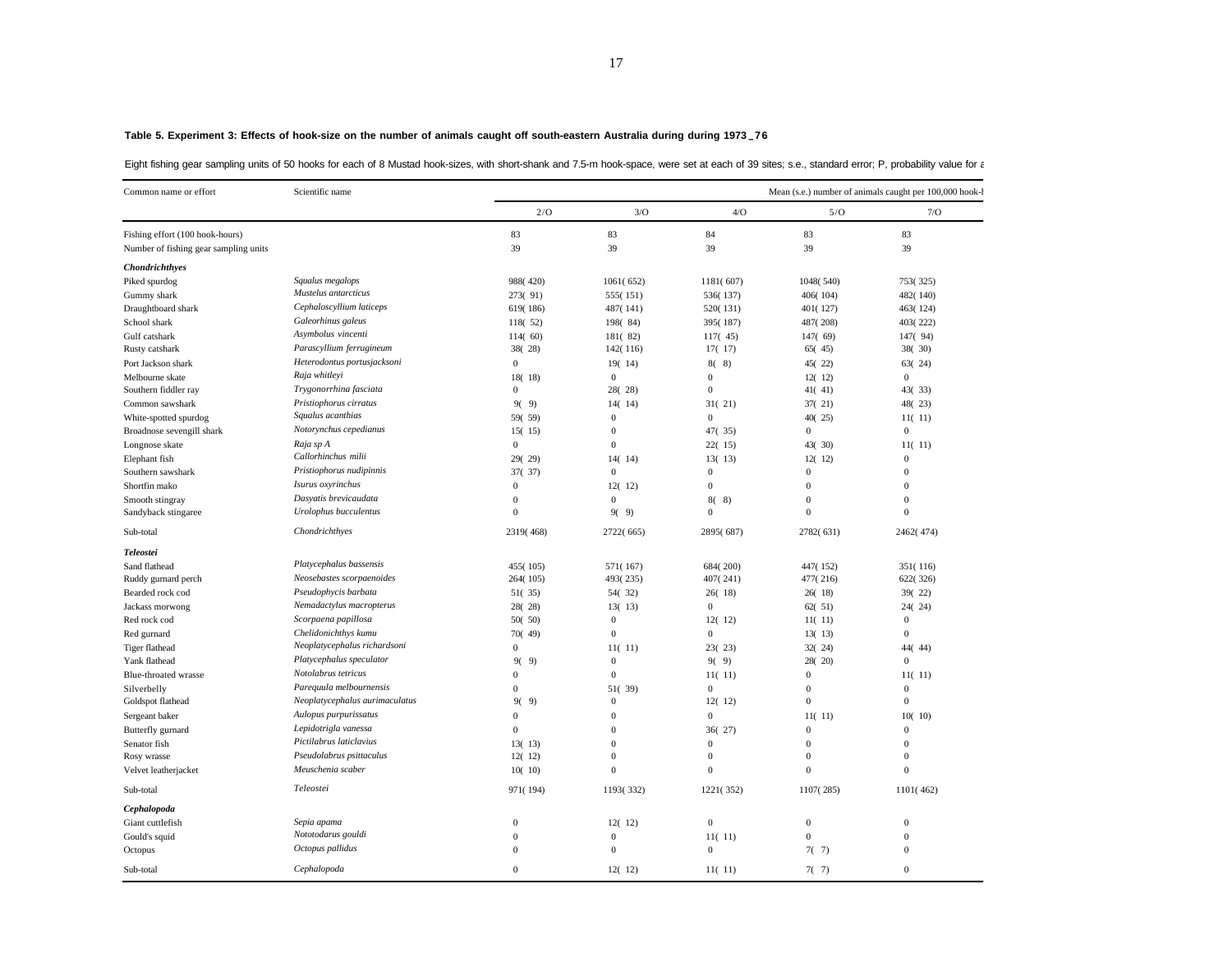**Table 5. Experiment 3: Effects of hook-size on the number of animals caught off south-eastern Australia during during 1973_76**

Eight fishing gear sampling units of 50 hooks for each of 8 Mustad hook-sizes, with short-shank and 7.5-m hook-space, were set at each of 39 sites; s.e., standard error; P, probability value for a

| Common name or effort | Scientific name | Mean (s.e.) number of animals caught per 100,000 hook-h | | | | |
|---|---|---|---|---|---|---|
| | | 2/O | 3/O | 4/O | 5/O | 7/O |
| Fishing effort (100 hook-hours) | | 83 | 83 | 84 | 83 | 83 |
| Number of fishing gear sampling units | | 39 | 39 | 39 | 39 | 39 |
| ***Chondrichthyes*** | | | | | | |
| Piked spurdog | *Squalus megalops* | 988( 420) | 1061( 652) | 1181( 607) | 1048( 540) | 753( 325) |
| Gummy shark | *Mustelus antarcticus* | 273( 91) | 555( 151) | 536( 137) | 406( 104) | 482( 140) |
| Draughtboard shark | *Cephaloscyllium laticeps* | 619( 186) | 487( 141) | 520( 131) | 401( 127) | 463( 124) |
| School shark | *Galeorhinus galeus* | 118( 52) | 198( 84) | 395( 187) | 487( 208) | 403( 222) |
| Gulf catshark | *Asymbolus vincenti* | 114( 60) | 181( 82) | 117( 45) | 147( 69) | 147( 94) |
| Rusty catshark | *Parascyllium ferrugineum* | 38( 28) | 142( 116) | 17( 17) | 65( 45) | 38( 30) |
| Port Jackson shark | *Heterodontus portusjacksoni* | 0 | 19( 14) | 8( 8) | 45( 22) | 63( 24) |
| Melbourne skate | *Raja whitleyi* | 18( 18) | 0 | 0 | 12( 12) | 0 |
| Southern fiddler ray | *Trygonorrhina fasciata* | 0 | 28( 28) | 0 | 41( 41) | 43( 33) |
| Common sawshark | *Pristiophorus cirratus* | 9( 9) | 14( 14) | 31( 21) | 37( 21) | 48( 23) |
| White-spotted spurdog | *Squalus acanthias* | 59( 59) | 0 | 0 | 40( 25) | 11( 11) |
| Broadnose sevengill shark | *Notorynchus cepedianus* | 15( 15) | 0 | 47( 35) | 0 | 0 |
| Longnose skate | *Raja sp A* | 0 | 0 | 22( 15) | 43( 30) | 11( 11) |
| Elephant fish | *Callorhinchus milii* | 29( 29) | 14( 14) | 13( 13) | 12( 12) | 0 |
| Southern sawshark | *Pristiophorus nudipinnis* | 37( 37) | 0 | 0 | 0 | 0 |
| Shortfin mako | *Isurus oxyrinchus* | 0 | 12( 12) | 0 | 0 | 0 |
| Smooth stingray | *Dasyatis brevicaudata* | 0 | 0 | 8( 8) | 0 | 0 |
| Sandyback stingaree | *Urolophus bucculentus* | 0 | 9( 9) | 0 | 0 | 0 |
| Sub-total | *Chondrichthyes* | 2319( 468) | 2722( 665) | 2895( 687) | 2782( 631) | 2462( 474) |
| ***Teleostei*** | | | | | | |
| Sand flathead | *Platycephalus bassensis* | 455( 105) | 571( 167) | 684( 200) | 447( 152) | 351( 116) |
| Ruddy gurnard perch | *Neosebastes scorpaenoides* | 264( 105) | 493( 235) | 407( 241) | 477( 216) | 622( 326) |
| Bearded rock cod | *Pseudophycis barbata* | 51( 35) | 54( 32) | 26( 18) | 26( 18) | 39( 22) |
| Jackass morwong | *Nemadactylus macropterus* | 28( 28) | 13( 13) | 0 | 62( 51) | 24( 24) |
| Red rock cod | *Scorpaena papillosa* | 50( 50) | 0 | 12( 12) | 11( 11) | 0 |
| Red gurnard | *Chelidonichthys kumu* | 70( 49) | 0 | 0 | 13( 13) | 0 |
| Tiger flathead | *Neoplatycephalus richardsoni* | 0 | 11( 11) | 23( 23) | 32( 24) | 44( 44) |
| Yank flathead | *Platycephalus speculator* | 9( 9) | 0 | 9( 9) | 28( 20) | 0 |
| Blue-throated wrasse | *Notolabrus tetricus* | 0 | 0 | 11( 11) | 0 | 11( 11) |
| Silverbelly | *Parequula melbournensis* | 0 | 51( 39) | 0 | 0 | 0 |
| Goldspot flathead | *Neoplatycephalus aurimaculatus* | 9( 9) | 0 | 12( 12) | 0 | 0 |
| Sergeant baker | *Aulopus purpurissatus* | 0 | 0 | 0 | 11( 11) | 10( 10) |
| Butterfly gurnard | *Lepidotrigla vanessa* | 0 | 0 | 36( 27) | 0 | 0 |
| Senator fish | *Pictilabrus laticlavius* | 13( 13) | 0 | 0 | 0 | 0 |
| Rosy wrasse | *Pseudolabrus psittaculus* | 12( 12) | 0 | 0 | 0 | 0 |
| Velvet leatherjacket | *Meuschenia scaber* | 10( 10) | 0 | 0 | 0 | 0 |
| Sub-total | *Teleostei* | 971( 194) | 1193( 332) | 1221( 352) | 1107( 285) | 1101( 462) |
| ***Cephalopoda*** | | | | | | |
| Giant cuttlefish | *Sepia apama* | 0 | 12( 12) | 0 | 0 | 0 |
| Gould's squid | *Nototodarus gouldi* | 0 | 0 | 11( 11) | 0 | 0 |
| Octopus | *Octopus pallidus* | 0 | 0 | 0 | 7( 7) | 0 |
| Sub-total | *Cephalopoda* | 0 | 12( 12) | 11( 11) | 7( 7) | 0 |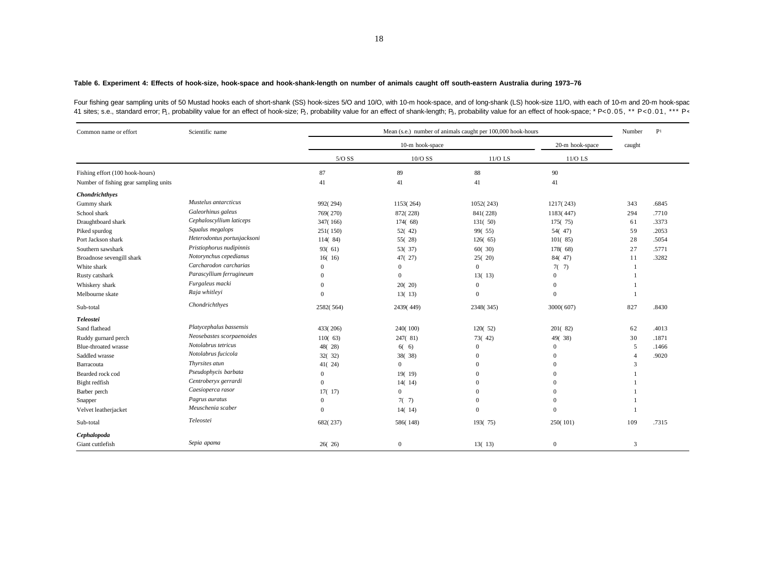**Table 6. Experiment 4: Effects of hook-size, hook-space and hook-shank-length on number of animals caught off south-eastern Australia during 1973–76**

Four fishing gear sampling units of 50 Mustad hooks each of short-shank (SS) hook-sizes 5/O and 10/O, with 10-m hook-space, and of long-shank (LS) hook-size 11/O, with each of 10-m and 20-m hook-spac 41 sites; s.e., standard error; $P_1$, probability value for an effect of hook-size; $P_2$, probability value for an effect of shank-length; $P_3$, probability value for an effect of hook-space; * P<0.05, ** P<0.01, *** P<

| Common name or effort | Scientific name | Mean (s.e.) number of animals caught per 100,000 hook-hours | | | | Number caught | $P_1$ |
|---|---|---|---|---|---|---|---|
| | | 10-m hook-space | | | 20-m hook-space | | |
| | | 5/O SS | 10/O SS | 11/O LS | 11/O LS | | |
| Fishing effort (100 hook-hours) | | 87 | 89 | 88 | 90 | | |
| Number of fishing gear sampling units | | 41 | 41 | 41 | 41 | | |
| ***Chondrichthyes*** | | | | | | | |
| Gummy shark | *Mustelus antarcticus* | 992( 294) | 1153( 264) | 1052( 243) | 1217( 243) | 343 | .6845 |
| School shark | *Galeorhinus galeus* | 769( 270) | 872( 228) | 841( 228) | 1183( 447) | 294 | .7710 |
| Draughtboard shark | *Cephaloscyllium laticeps* | 347( 166) | 174( 68) | 131( 50) | 175( 75) | 61 | .3373 |
| Piked spurdog | *Squalus megalops* | 251( 150) | 52( 42) | 99( 55) | 54( 47) | 59 | .2053 |
| Port Jackson shark | *Heterodontus portusjacksoni* | 114( 84) | 55( 28) | 126( 65) | 101( 85) | 28 | .5054 |
| Southern sawshark | *Pristiophorus nudipinnis* | 93( 61) | 53( 37) | 60( 30) | 178( 68) | 27 | .5771 |
| Broadnose sevengill shark | *Notorynchus cepedianus* | 16( 16) | 47( 27) | 25( 20) | 84( 47) | 11 | .3282 |
| White shark | *Carcharodon carcharias* | 0 | 0 | 0 | 7( 7) | 1 | |
| Rusty catshark | *Parascyllium ferrugineum* | 0 | 0 | 13( 13) | 0 | 1 | |
| Whiskery shark | *Furgaleus macki* | 0 | 20( 20) | 0 | 0 | 1 | |
| Melbourne skate | *Raja whitleyi* | 0 | 13( 13) | 0 | 0 | 1 | |
| Sub-total | *Chondrichthyes* | 2582( 564) | 2439( 449) | 2348( 345) | 3000( 607) | 827 | .8430 |
| ***Teleostei*** | | | | | | | |
| Sand flathead | *Platycephalus bassensis* | 433( 206) | 240( 100) | 120( 52) | 201( 82) | 62 | .4013 |
| Ruddy gurnard perch | *Neosebastes scorpaenoides* | 110( 63) | 247( 81) | 73( 42) | 49( 38) | 30 | .1871 |
| Blue-throated wrasse | *Notolabrus tetricus* | 48( 28) | 6( 6) | 0 | 0 | 5 | .1466 |
| Saddled wrasse | *Notolabrus fucicola* | 32( 32) | 38( 38) | 0 | 0 | 4 | .9020 |
| Barracouta | *Thyrsites atun* | 41( 24) | 0 | 0 | 0 | 3 | |
| Bearded rock cod | *Pseudophycis barbata* | 0 | 19( 19) | 0 | 0 | 1 | |
| Bight redfish | *Centroberyx gerrardi* | 0 | 14( 14) | 0 | 0 | 1 | |
| Barber perch | *Caesioperca rasor* | 17( 17) | 0 | 0 | 0 | 1 | |
| Snapper | *Pagrus auratus* | 0 | 7( 7) | 0 | 0 | 1 | |
| Velvet leatherjacket | *Meuschenia scaber* | 0 | 14( 14) | 0 | 0 | 1 | |
| Sub-total | *Teleostei* | 682( 237) | 586( 148) | 193( 75) | 250( 101) | 109 | .7315 |
| ***Cephalopoda*** | | | | | | | |
| Giant cuttlefish | *Sepia apama* | 26( 26) | 0 | 13( 13) | 0 | 3 | |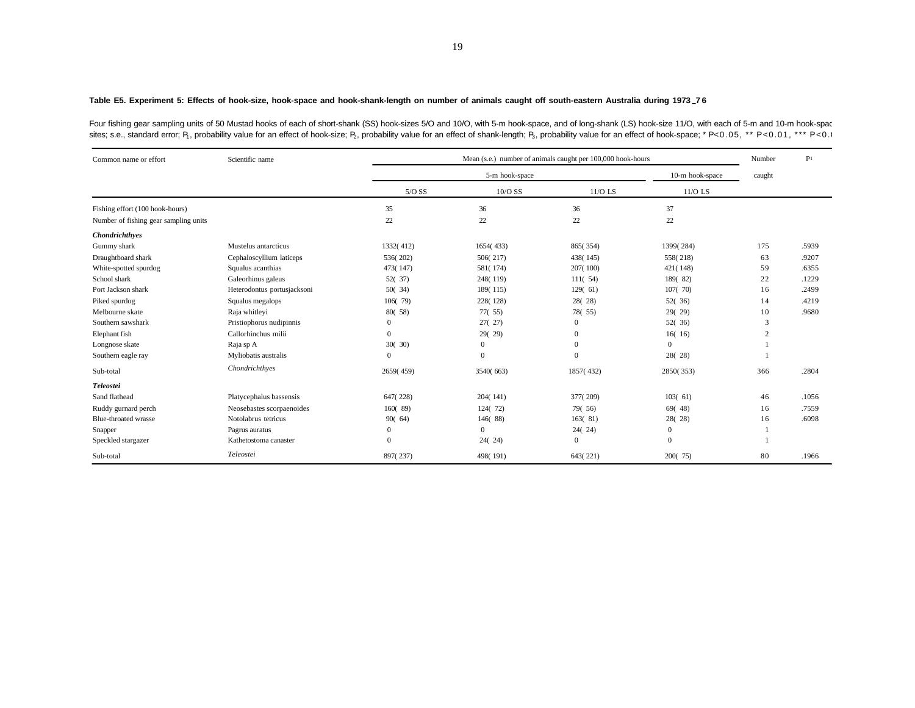**Table E5. Experiment 5: Effects of hook-size, hook-space and hook-shank-length on number of animals caught off south-eastern Australia during 1973 _7 6**

Four fishing gear sampling units of 50 Mustad hooks of each of short-shank (SS) hook-sizes 5/O and 10/O, with 5-m hook-space, and of long-shank (LS) hook-size 11/O, with each of 5-m and 10-m hook-spac sites; s.e., standard error; $P_1$, probability value for an effect of hook-size; $P_2$, probability value for an effect of shank-length; $P_3$, probability value for an effect of hook-space; * P<0.05, ** P<0.01, *** P<0.(

| Common name or effort | Scientific name | Mean (s.e.) number of animals caught per 100,000 hook-hours | | | | Number | $P_1$ |
|---|---|---|---|---|---|---|---|
| | | 5-m hook-space | | | 10-m hook-space | caught | |
| | | 5/O SS | 10/O SS | 11/O LS | 11/O LS | | |
| Fishing effort (100 hook-hours) | | 35 | 36 | 36 | 37 | | |
| Number of fishing gear sampling units | | 22 | 22 | 22 | 22 | | |
| ***Chondrichthyes*** | | | | | | | |
| Gummy shark | Mustelus antarcticus | 1332( 412) | 1654( 433) | 865( 354) | 1399( 284) | 175 | .5939 |
| Draughtboard shark | Cephaloscyllium laticeps | 536( 202) | 506( 217) | 438( 145) | 558( 218) | 63 | .9207 |
| White-spotted spurdog | Squalus acanthias | 473( 147) | 581( 174) | 207( 100) | 421( 148) | 59 | .6355 |
| School shark | Galeorhinus galeus | 52( 37) | 248( 119) | 111( 54) | 189( 82) | 22 | .1229 |
| Port Jackson shark | Heterodontus portusjacksoni | 50( 34) | 189( 115) | 129( 61) | 107( 70) | 16 | .2499 |
| Piked spurdog | Squalus megalops | 106( 79) | 228( 128) | 28( 28) | 52( 36) | 14 | .4219 |
| Melbourne skate | Raja whitleyi | 80( 58) | 77( 55) | 78( 55) | 29( 29) | 10 | .9680 |
| Southern sawshark | Pristiophorus nudipinnis | 0 | 27( 27) | 0 | 52( 36) | 3 | |
| Elephant fish | Callorhinchus milii | 0 | 29( 29) | 0 | 16( 16) | 2 | |
| Longnose skate | Raja sp A | 30( 30) | 0 | 0 | 0 | 1 | |
| Southern eagle ray | Myliobatis australis | 0 | 0 | 0 | 28( 28) | 1 | |
| Sub-total | *Chondrichthyes* | 2659( 459) | 3540( 663) | 1857( 432) | 2850( 353) | 366 | .2804 |
| ***Teleostei*** | | | | | | | |
| Sand flathead | Platycephalus bassensis | 647( 228) | 204( 141) | 377( 209) | 103( 61) | 46 | .1056 |
| Ruddy gurnard perch | Neosebastes scorpaenoides | 160( 89) | 124( 72) | 79( 56) | 69( 48) | 16 | .7559 |
| Blue-throated wrasse | Notolabrus tetricus | 90( 64) | 146( 88) | 163( 81) | 28( 28) | 16 | .6098 |
| Snapper | Pagrus auratus | 0 | 0 | 24( 24) | 0 | 1 | |
| Speckled stargazer | Kathetostoma canaster | 0 | 24( 24) | 0 | 0 | 1 | |
| Sub-total | *Teleostei* | 897( 237) | 498( 191) | 643( 221) | 200( 75) | 80 | .1966 |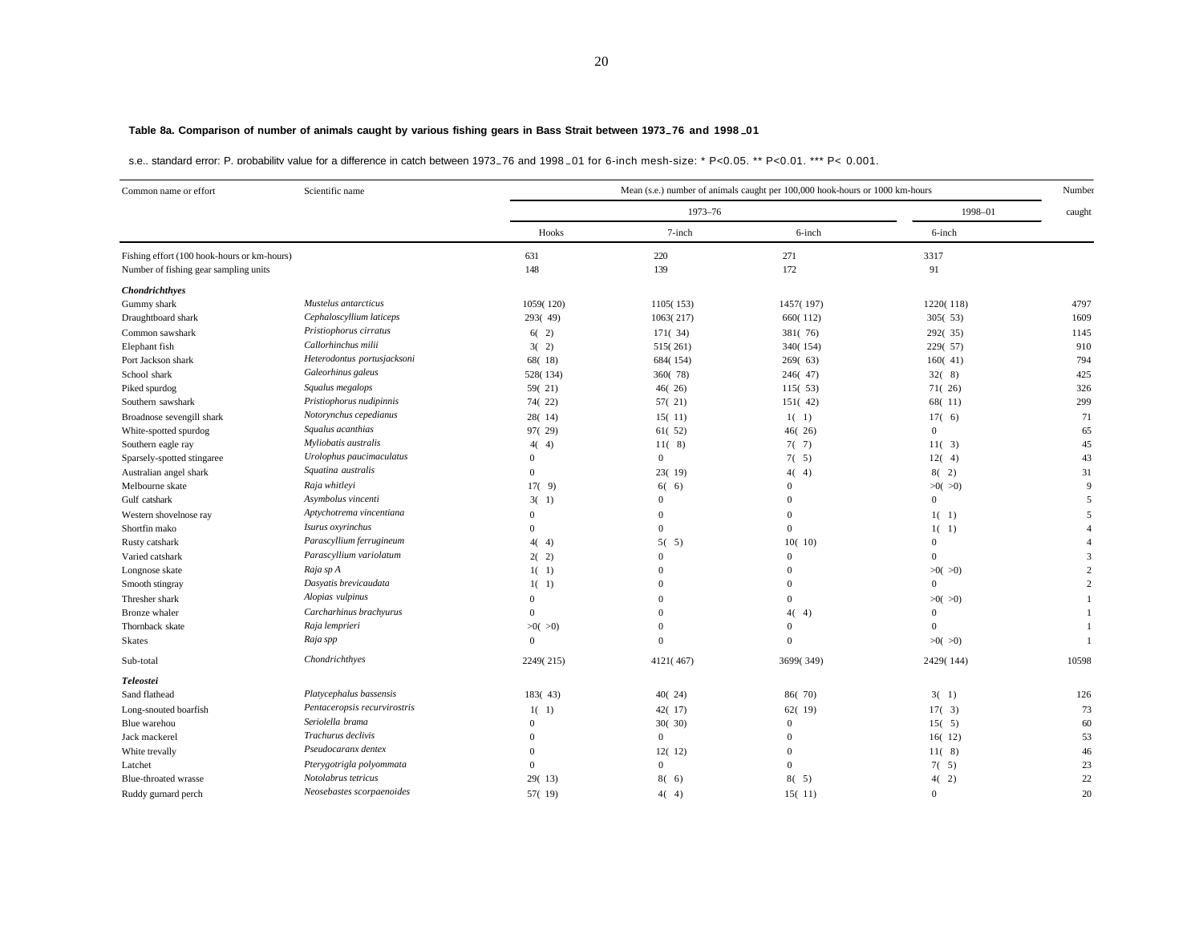**Table 8a. Comparison of number of animals caught by various fishing gears in Bass Strait between 1973–76 and 1998–01**

s.e.. standard error: P. probability value for a difference in catch between 1973–76 and 1998–01 for 6-inch mesh-size: * P<0.05. ** P<0.01. *** P< 0.001.

| Common name or effort | Scientific name | Mean (s.e.) number of animals caught per 100,000 hook-hours or 1000 km-hours | | | | Number |
|---|---|---|---|---|---|---|
| | | 1973–76 | | | 1998–01 | caught |
| | | Hooks | 7-inch | 6-inch | 6-inch | |
| Fishing effort (100 hook-hours or km-hours) | | 631 | 220 | 271 | 3317 | |
| Number of fishing gear sampling units | | 148 | 139 | 172 | 91 | |
| ***Chondrichthyes*** | | | | | | |
| Gummy shark | *Mustelus antarcticus* | 1059( 120) | 1105( 153) | 1457( 197) | 1220( 118) | 4797 |
| Draughtboard shark | *Cephaloscyllium laticeps* | 293( 49) | 1063( 217) | 660( 112) | 305( 53) | 1609 |
| Common sawshark | *Pristiophorus cirratus* | 6( 2) | 171( 34) | 381( 76) | 292( 35) | 1145 |
| Elephant fish | *Callorhinchus milii* | 3( 2) | 515( 261) | 340( 154) | 229( 57) | 910 |
| Port Jackson shark | *Heterodontus portusjacksoni* | 68( 18) | 684( 154) | 269( 63) | 160( 41) | 794 |
| School shark | *Galeorhinus galeus* | 528( 134) | 360( 78) | 246( 47) | 32( 8) | 425 |
| Piked spurdog | *Squalus megalops* | 59( 21) | 46( 26) | 115( 53) | 71( 26) | 326 |
| Southern sawshark | *Pristiophorus nudipinnis* | 74( 22) | 57( 21) | 151( 42) | 68( 11) | 299 |
| Broadnose sevengill shark | *Notorynchus cepedianus* | 28( 14) | 15( 11) | 1( 1) | 17( 6) | 71 |
| White-spotted spurdog | *Squalus acanthias* | 97( 29) | 61( 52) | 46( 26) | 0 | 65 |
| Southern eagle ray | *Myliobatis australis* | 4( 4) | 11( 8) | 7( 7) | 11( 3) | 45 |
| Sparsely-spotted stingaree | *Urolophus paucimaculatus* | 0 | 0 | 7( 5) | 12( 4) | 43 |
| Australian angel shark | *Squatina australis* | 0 | 23( 19) | 4( 4) | 8( 2) | 31 |
| Melbourne skate | *Raja whitleyi* | 17( 9) | 6( 6) | 0 | >0( >0) | 9 |
| Gulf catshark | *Asymbolus vincenti* | 3( 1) | 0 | 0 | 0 | 5 |
| Western shovelnose ray | *Aptychotrema vincentiana* | 0 | 0 | 0 | 1( 1) | 5 |
| Shortfin mako | *Isurus oxyrinchus* | 0 | 0 | 0 | 1( 1) | 4 |
| Rusty catshark | *Parascyllium ferrugineum* | 4( 4) | 5( 5) | 10( 10) | 0 | 4 |
| Varied catshark | *Parascyllium variolatum* | 2( 2) | 0 | 0 | 0 | 3 |
| Longnose skate | *Raja sp A* | 1( 1) | 0 | 0 | >0( >0) | 2 |
| Smooth stingray | *Dasyatis brevicaudata* | 1( 1) | 0 | 0 | 0 | 2 |
| Thresher shark | *Alopias vulpinus* | 0 | 0 | 0 | >0( >0) | 1 |
| Bronze whaler | *Carcharhinus brachyurus* | 0 | 0 | 4( 4) | 0 | 1 |
| Thornback skate | *Raja lemprieri* | >0( >0) | 0 | 0 | 0 | 1 |
| Skates | *Raja spp* | 0 | 0 | 0 | >0( >0) | 1 |
| Sub-total | *Chondrichthyes* | 2249( 215) | 4121( 467) | 3699( 349) | 2429( 144) | 10598 |
| ***Teleostei*** | | | | | | |
| Sand flathead | *Platycephalus bassensis* | 183( 43) | 40( 24) | 86( 70) | 3( 1) | 126 |
| Long-snouted boarfish | *Pentaceropsis recurvirostris* | 1( 1) | 42( 17) | 62( 19) | 17( 3) | 73 |
| Blue warehou | *Seriolella brama* | 0 | 30( 30) | 0 | 15( 5) | 60 |
| Jack mackerel | *Trachurus declivis* | 0 | 0 | 0 | 16( 12) | 53 |
| White trevally | *Pseudocaranx dentex* | 0 | 12( 12) | 0 | 11( 8) | 46 |
| Latchet | *Pterygotrigla polyommata* | 0 | 0 | 0 | 7( 5) | 23 |
| Blue-throated wrasse | *Notolabrus tetricus* | 29( 13) | 8( 6) | 8( 5) | 4( 2) | 22 |
| Ruddy gurnard perch | *Neosebastes scorpaenoides* | 57( 19) | 4( 4) | 15( 11) | 0 | 20 |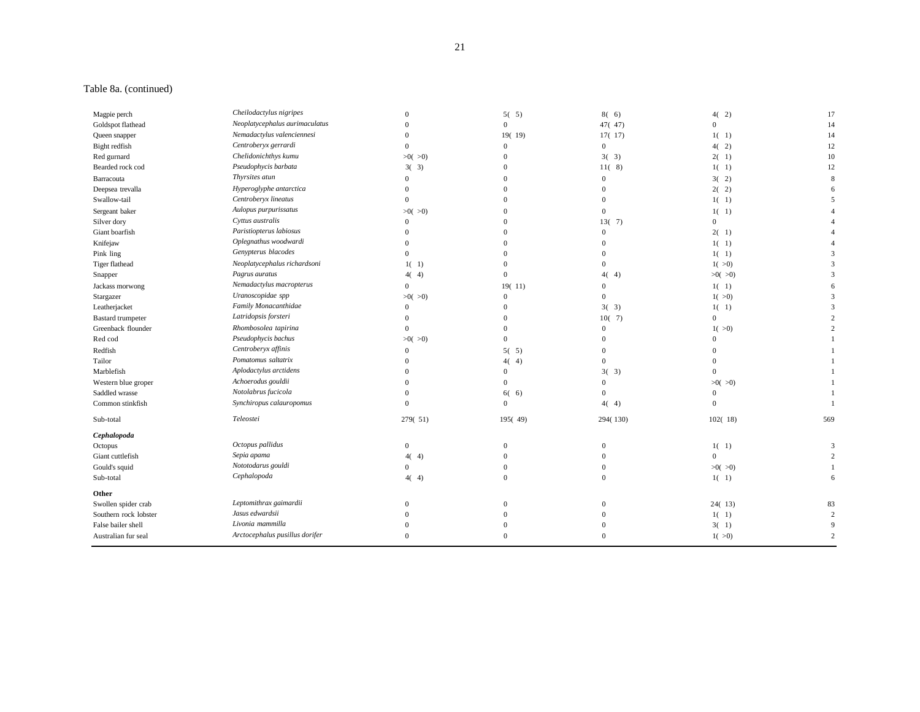Table 8a. (continued)

| | | | | | | |
|---|---|---|---|---|---|---|
| Magpie perch | *Cheilodactylus nigripes* | 0 | 5( 5) | 8( 6) | 4( 2) | 17 |
| Goldspot flathead | *Neoplatycephalus aurimaculatus* | 0 | 0 | 47( 47) | 0 | 14 |
| Queen snapper | *Nemadactylus valenciennesi* | 0 | 19( 19) | 17( 17) | 1( 1) | 14 |
| Bight redfish | *Centroberyx gerrardi* | 0 | 0 | 0 | 4( 2) | 12 |
| Red gurnard | *Chelidonichthys kumu* | >0( >0) | 0 | 3( 3) | 2( 1) | 10 |
| Bearded rock cod | *Pseudophycis barbata* | 3( 3) | 0 | 11( 8) | 1( 1) | 12 |
| Barracouta | *Thyrsites atun* | 0 | 0 | 0 | 3( 2) | 8 |
| Deepsea trevalla | *Hyperoglyphe antarctica* | 0 | 0 | 0 | 2( 2) | 6 |
| Swallow-tail | *Centroberyx lineatus* | 0 | 0 | 0 | 1( 1) | 5 |
| Sergeant baker | *Aulopus purpurissatus* | >0( >0) | 0 | 0 | 1( 1) | 4 |
| Silver dory | *Cyttus australis* | 0 | 0 | 13( 7) | 0 | 4 |
| Giant boarfish | *Paristiopterus labiosus* | 0 | 0 | 0 | 2( 1) | 4 |
| Knifejaw | *Oplegnathus woodwardi* | 0 | 0 | 0 | 1( 1) | 4 |
| Pink ling | *Genypterus blacodes* | 0 | 0 | 0 | 1( 1) | 3 |
| Tiger flathead | *Neoplatycephalus richardsoni* | 1( 1) | 0 | 0 | 1( >0) | 3 |
| Snapper | *Pagrus auratus* | 4( 4) | 0 | 4( 4) | >0( >0) | 3 |
| Jackass morwong | *Nemadactylus macropterus* | 0 | 19( 11) | 0 | 1( 1) | 6 |
| Stargazer | *Uranoscopidae spp* | >0( >0) | 0 | 0 | 1( >0) | 3 |
| Leatherjacket | *Family Monacanthidae* | 0 | 0 | 3( 3) | 1( 1) | 3 |
| Bastard trumpeter | *Latridopsis forsteri* | 0 | 0 | 10( 7) | 0 | 2 |
| Greenback flounder | *Rhombosolea tapirina* | 0 | 0 | 0 | 1( >0) | 2 |
| Red cod | *Pseudophycis bachus* | >0( >0) | 0 | 0 | 0 | 1 |
| Redfish | *Centroberyx affinis* | 0 | 5( 5) | 0 | 0 | 1 |
| Tailor | *Pomatomus saltatrix* | 0 | 4( 4) | 0 | 0 | 1 |
| Marblefish | *Aplodactylus arctidens* | 0 | 0 | 3( 3) | 0 | 1 |
| Western blue groper | *Achoerodus gouldii* | 0 | 0 | 0 | >0( >0) | 1 |
| Saddled wrasse | *Notolabrus fucicola* | 0 | 6( 6) | 0 | 0 | 1 |
| Common stinkfish | *Synchiropus calauropomus* | 0 | 0 | 4( 4) | 0 | 1 |
| Sub-total | *Teleostei* | 279( 51) | 195( 49) | 294( 130) | 102( 18) | 569 |
| ***Cephalopoda*** | | | | | | |
| Octopus | *Octopus pallidus* | 0 | 0 | 0 | 1( 1) | 3 |
| Giant cuttlefish | *Sepia apama* | 4( 4) | 0 | 0 | 0 | 2 |
| Gould's squid | *Nototodarus gouldi* | 0 | 0 | 0 | >0( >0) | 1 |
| Sub-total | *Cephalopoda* | 4( 4) | 0 | 0 | 1( 1) | 6 |
| **Other** | | | | | | |
| Swollen spider crab | *Leptomithrax gaimardii* | 0 | 0 | 0 | 24( 13) | 83 |
| Southern rock lobster | *Jasus edwardsii* | 0 | 0 | 0 | 1( 1) | 2 |
| False bailer shell | *Livonia mammilla* | 0 | 0 | 0 | 3( 1) | 9 |
| Australian fur seal | *Arctocephalus pusillus dorifer* | 0 | 0 | 0 | 1( >0) | 2 |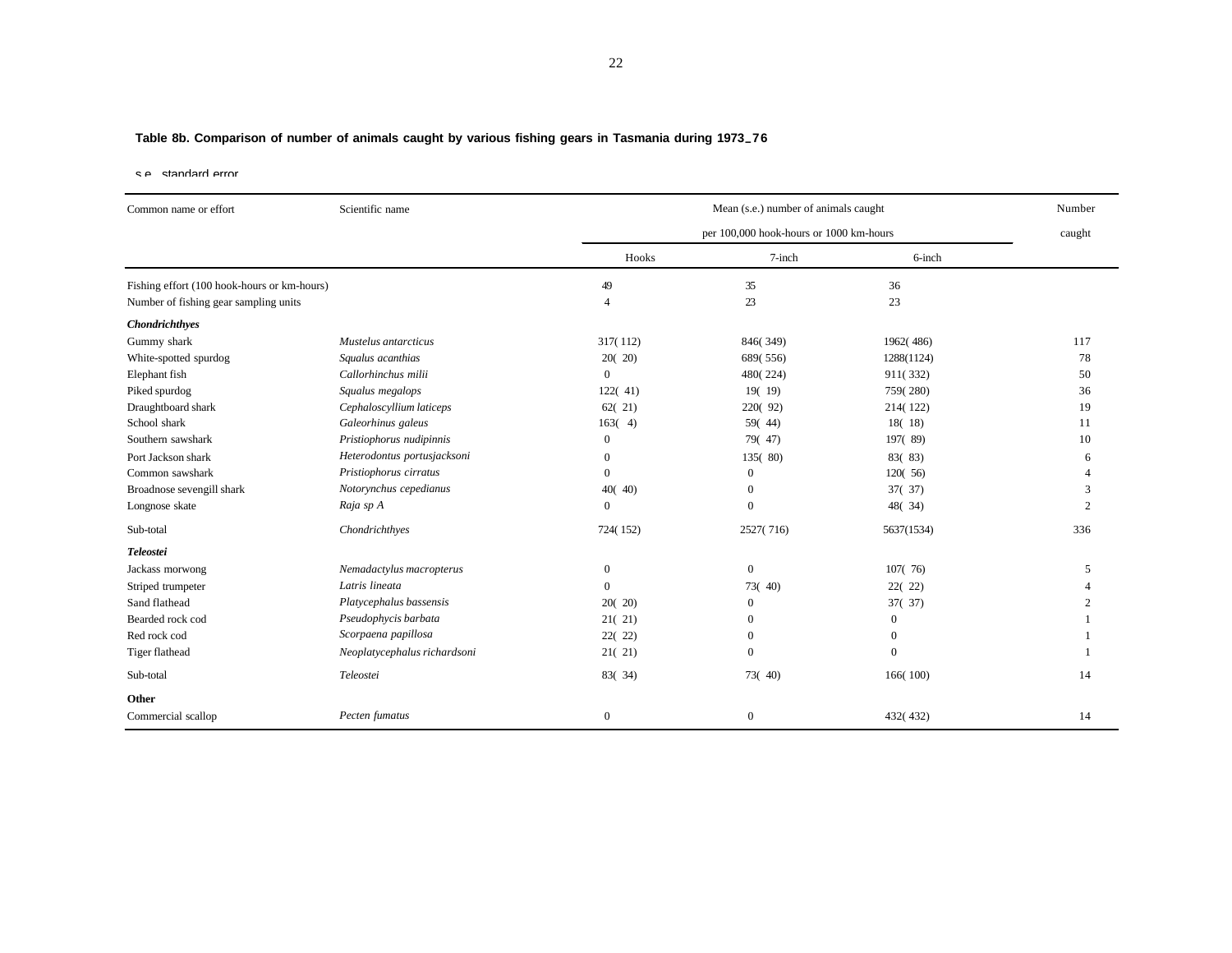**Table 8b. Comparison of number of animals caught by various fishing gears in Tasmania during 1973_76**

s.e. standard error

| Common name or effort | Scientific name | Mean (s.e.) number of animals caught per 100,000 hook-hours or 1000 km-hours | | | Number caught |
|---|---|---|---|---|---|
| | | Hooks | 7-inch | 6-inch | |
| Fishing effort (100 hook-hours or km-hours) | | 49 | 35 | 36 | |
| Number of fishing gear sampling units | | 4 | 23 | 23 | |
| ***Chondrichthyes*** | | | | | |
| Gummy shark | *Mustelus antarcticus* | 317( 112) | 846( 349) | 1962( 486) | 117 |
| White-spotted spurdog | *Squalus acanthias* | 20( 20) | 689( 556) | 1288(1124) | 78 |
| Elephant fish | *Callorhinchus milii* | 0 | 480( 224) | 911( 332) | 50 |
| Piked spurdog | *Squalus megalops* | 122( 41) | 19( 19) | 759( 280) | 36 |
| Draughtboard shark | *Cephaloscyllium laticeps* | 62( 21) | 220( 92) | 214( 122) | 19 |
| School shark | *Galeorhinus galeus* | 163( 4) | 59( 44) | 18( 18) | 11 |
| Southern sawshark | *Pristiophorus nudipinnis* | 0 | 79( 47) | 197( 89) | 10 |
| Port Jackson shark | *Heterodontus portusjacksoni* | 0 | 135( 80) | 83( 83) | 6 |
| Common sawshark | *Pristiophorus cirratus* | 0 | 0 | 120( 56) | 4 |
| Broadnose sevengill shark | *Notorynchus cepedianus* | 40( 40) | 0 | 37( 37) | 3 |
| Longnose skate | *Raja sp A* | 0 | 0 | 48( 34) | 2 |
| Sub-total | *Chondrichthyes* | 724( 152) | 2527( 716) | 5637(1534) | 336 |
| ***Teleostei*** | | | | | |
| Jackass morwong | *Nemadactylus macropterus* | 0 | 0 | 107( 76) | 5 |
| Striped trumpeter | *Latris lineata* | 0 | 73( 40) | 22( 22) | 4 |
| Sand flathead | *Platycephalus bassensis* | 20( 20) | 0 | 37( 37) | 2 |
| Bearded rock cod | *Pseudophycis barbata* | 21( 21) | 0 | 0 | 1 |
| Red rock cod | *Scorpaena papillosa* | 22( 22) | 0 | 0 | 1 |
| Tiger flathead | *Neoplatycephalus richardsoni* | 21( 21) | 0 | 0 | 1 |
| Sub-total | *Teleostei* | 83( 34) | 73( 40) | 166( 100) | 14 |
| **Other** | | | | | |
| Commercial scallop | *Pecten fumatus* | 0 | 0 | 432( 432) | 14 |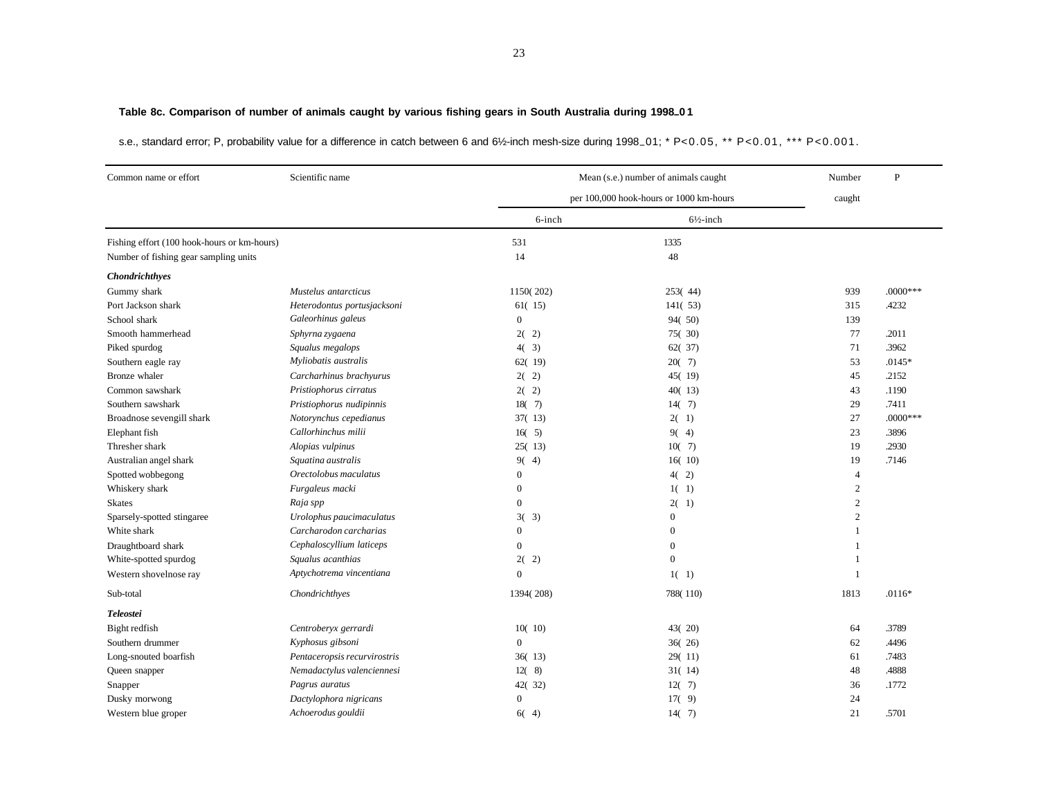**Table 8c. Comparison of number of animals caught by various fishing gears in South Australia during 1998_01**

s.e., standard error; P, probability value for a difference in catch between 6 and 6½-inch mesh-size during 1998_01; * P<0.05, ** P<0.01, *** P<0.001.

| Common name or effort | Scientific name | Mean (s.e.) number of animals caught per 100,000 hook-hours or 1000 km-hours | | Number caught | P |
|---|---|---|---|---|---|
| | | 6-inch | 6½-inch | | |
| Fishing effort (100 hook-hours or km-hours) | | 531 | 1335 | | |
| Number of fishing gear sampling units | | 14 | 48 | | |
| ***Chondrichthyes*** | | | | | |
| Gummy shark | *Mustelus antarcticus* | 1150( 202) | 253( 44) | 939 | .0000*** |
| Port Jackson shark | *Heterodontus portusjacksoni* | 61( 15) | 141( 53) | 315 | .4232 |
| School shark | *Galeorhinus galeus* | 0 | 94( 50) | 139 | |
| Smooth hammerhead | *Sphyrna zygaena* | 2( 2) | 75( 30) | 77 | .2011 |
| Piked spurdog | *Squalus megalops* | 4( 3) | 62( 37) | 71 | .3962 |
| Southern eagle ray | *Myliobatis australis* | 62( 19) | 20( 7) | 53 | .0145* |
| Bronze whaler | *Carcharhinus brachyurus* | 2( 2) | 45( 19) | 45 | .2152 |
| Common sawshark | *Pristiophorus cirratus* | 2( 2) | 40( 13) | 43 | .1190 |
| Southern sawshark | *Pristiophorus nudipinnis* | 18( 7) | 14( 7) | 29 | .7411 |
| Broadnose sevengill shark | *Notorynchus cepedianus* | 37( 13) | 2( 1) | 27 | .0000*** |
| Elephant fish | *Callorhinchus milii* | 16( 5) | 9( 4) | 23 | .3896 |
| Thresher shark | *Alopias vulpinus* | 25( 13) | 10( 7) | 19 | .2930 |
| Australian angel shark | *Squatina australis* | 9( 4) | 16( 10) | 19 | .7146 |
| Spotted wobbegong | *Orectolobus maculatus* | 0 | 4( 2) | 4 | |
| Whiskery shark | *Furgaleus macki* | 0 | 1( 1) | 2 | |
| Skates | *Raja spp* | 0 | 2( 1) | 2 | |
| Sparsely-spotted stingaree | *Urolophus paucimaculatus* | 3( 3) | 0 | 2 | |
| White shark | *Carcharodon carcharias* | 0 | 0 | 1 | |
| Draughtboard shark | *Cephaloscyllium laticeps* | 0 | 0 | 1 | |
| White-spotted spurdog | *Squalus acanthias* | 2( 2) | 0 | 1 | |
| Western shovelnose ray | *Aptychotrema vincentiana* | 0 | 1( 1) | 1 | |
| Sub-total | *Chondrichthyes* | 1394( 208) | 788( 110) | 1813 | .0116* |
| ***Teleostei*** | | | | | |
| Bight redfish | *Centroberyx gerrardi* | 10( 10) | 43( 20) | 64 | .3789 |
| Southern drummer | *Kyphosus gibsoni* | 0 | 36( 26) | 62 | .4496 |
| Long-snouted boarfish | *Pentaceropsis recurvirostris* | 36( 13) | 29( 11) | 61 | .7483 |
| Queen snapper | *Nemadactylus valenciennesi* | 12( 8) | 31( 14) | 48 | .4888 |
| Snapper | *Pagrus auratus* | 42( 32) | 12( 7) | 36 | .1772 |
| Dusky morwong | *Dactylophora nigricans* | 0 | 17( 9) | 24 | |
| Western blue groper | *Achoerodus gouldii* | 6( 4) | 14( 7) | 21 | .5701 |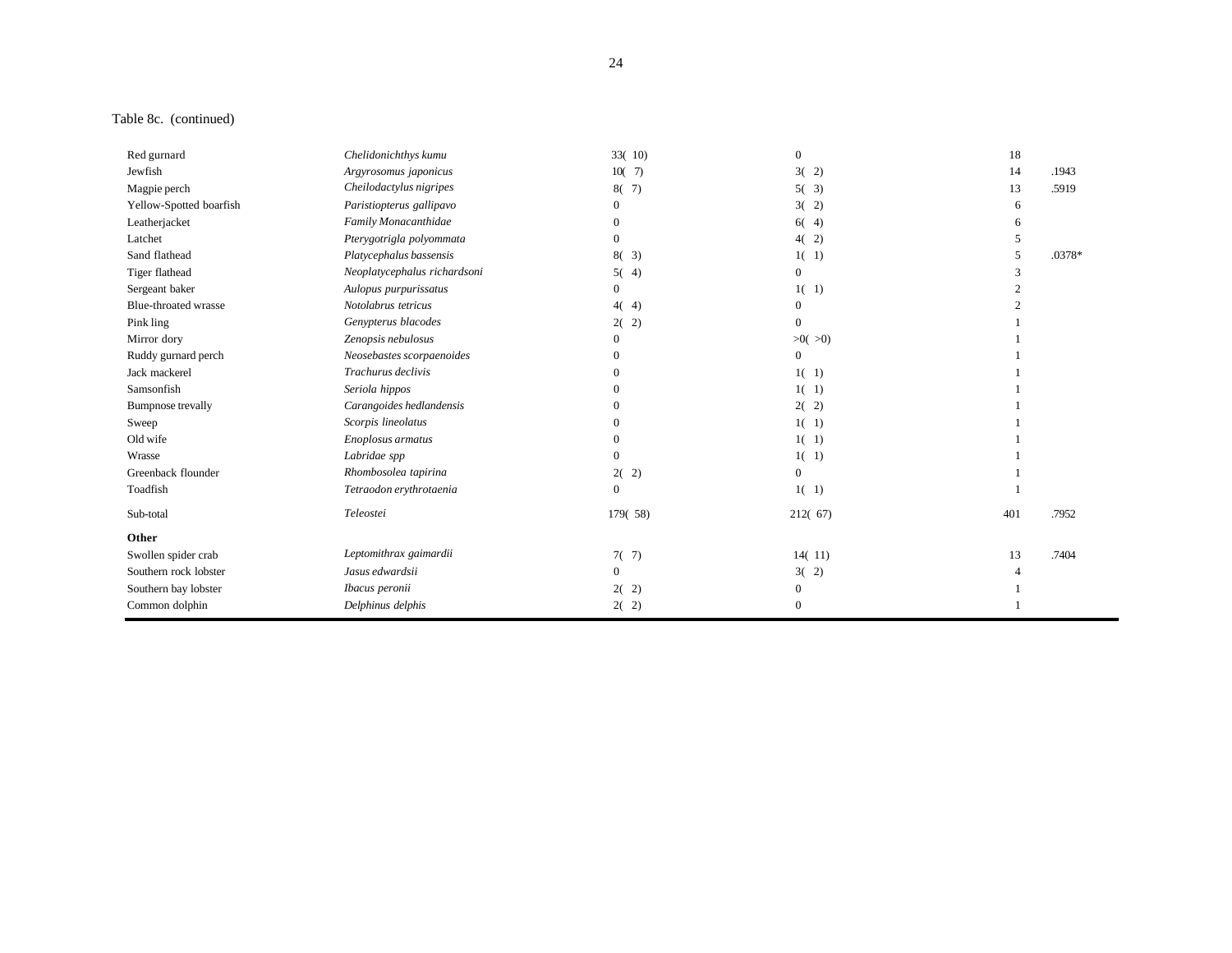Table 8c. (continued)

| | | | | | |
|---|---|---|---|---|---|
| Red gurnard | *Chelidonichthys kumu* | 33( 10) | 0 | 18 | |
| Jewfish | *Argyrosomus japonicus* | 10( 7) | 3( 2) | 14 | .1943 |
| Magpie perch | *Cheilodactylus nigripes* | 8( 7) | 5( 3) | 13 | .5919 |
| Yellow-Spotted boarfish | *Paristiopterus gallipavo* | 0 | 3( 2) | 6 | |
| Leatherjacket | *Family Monacanthidae* | 0 | 6( 4) | 6 | |
| Latchet | *Pterygotrigla polyommata* | 0 | 4( 2) | 5 | |
| Sand flathead | *Platycephalus bassensis* | 8( 3) | 1( 1) | 5 | .0378* |
| Tiger flathead | *Neoplatycephalus richardsoni* | 5( 4) | 0 | 3 | |
| Sergeant baker | *Aulopus purpurissatus* | 0 | 1( 1) | 2 | |
| Blue-throated wrasse | *Notolabrus tetricus* | 4( 4) | 0 | 2 | |
| Pink ling | *Genypterus blacodes* | 2( 2) | 0 | 1 | |
| Mirror dory | *Zenopsis nebulosus* | 0 | >0( >0) | 1 | |
| Ruddy gurnard perch | *Neosebastes scorpaenoides* | 0 | 0 | 1 | |
| Jack mackerel | *Trachurus declivis* | 0 | 1( 1) | 1 | |
| Samsonfish | *Seriola hippos* | 0 | 1( 1) | 1 | |
| Bumpnose trevally | *Carangoides hedlandensis* | 0 | 2( 2) | 1 | |
| Sweep | *Scorpis lineolatus* | 0 | 1( 1) | 1 | |
| Old wife | *Enoplosus armatus* | 0 | 1( 1) | 1 | |
| Wrasse | *Labridae spp* | 0 | 1( 1) | 1 | |
| Greenback flounder | *Rhombosolea tapirina* | 2( 2) | 0 | 1 | |
| Toadfish | *Tetraodon erythrotaenia* | 0 | 1( 1) | 1 | |
| Sub-total | *Teleostei* | 179( 58) | 212( 67) | 401 | .7952 |
| **Other** | | | | | |
| Swollen spider crab | *Leptomithrax gaimardii* | 7( 7) | 14( 11) | 13 | .7404 |
| Southern rock lobster | *Jasus edwardsii* | 0 | 3( 2) | 4 | |
| Southern bay lobster | *Ibacus peronii* | 2( 2) | 0 | 1 | |
| Common dolphin | *Delphinus delphis* | 2( 2) | 0 | 1 | |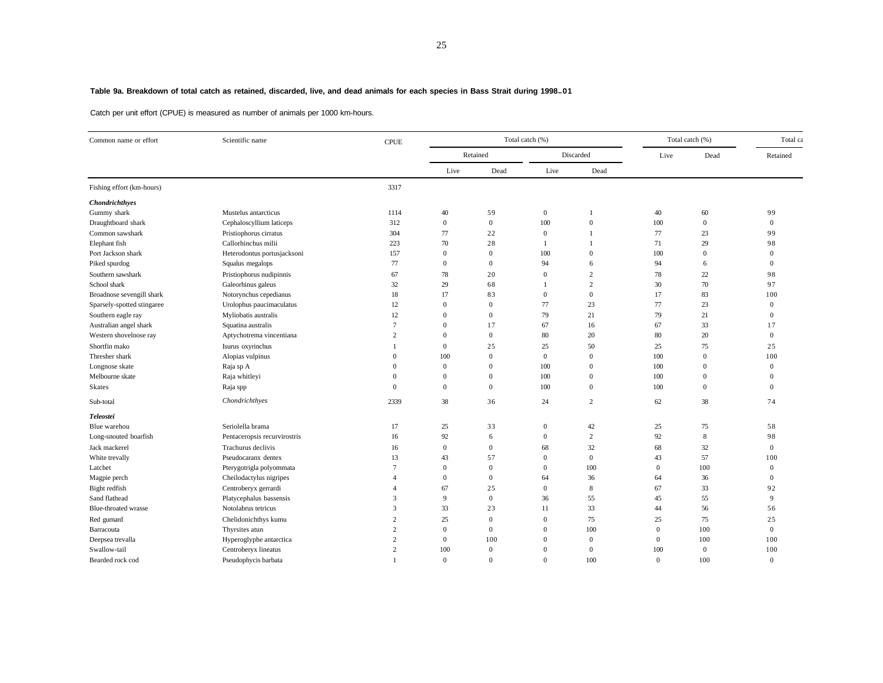**Table 9a. Breakdown of total catch as retained, discarded, live, and dead animals for each species in Bass Strait during 1998–01**

Catch per unit effort (CPUE) is measured as number of animals per 1000 km-hours.

| Common name or effort | Scientific name | CPUE | Total catch (%) | | | | Total catch (%) | | Total ca |
|---|---|---|---|---|---|---|---|---|---|
| | | | Retained | | Discarded | | Live | Dead | Retained |
| | | | Live | Dead | Live | Dead | | | |
| Fishing effort (km-hours) | | 3317 | | | | | | | |
| ***Chondrichthyes*** | | | | | | | | | |
| Gummy shark | Mustelus antarcticus | 1114 | 40 | 59 | 0 | 1 | 40 | 60 | 99 |
| Draughtboard shark | Cephaloscyllium laticeps | 312 | 0 | 0 | 100 | 0 | 100 | 0 | 0 |
| Common sawshark | Pristiophorus cirratus | 304 | 77 | 22 | 0 | 1 | 77 | 23 | 99 |
| Elephant fish | Callorhinchus milii | 223 | 70 | 28 | 1 | 1 | 71 | 29 | 98 |
| Port Jackson shark | Heterodontus portusjacksoni | 157 | 0 | 0 | 100 | 0 | 100 | 0 | 0 |
| Piked spurdog | Squalus megalops | 77 | 0 | 0 | 94 | 6 | 94 | 6 | 0 |
| Southern sawshark | Pristiophorus nudipinnis | 67 | 78 | 20 | 0 | 2 | 78 | 22 | 98 |
| School shark | Galeorhinus galeus | 32 | 29 | 68 | 1 | 2 | 30 | 70 | 97 |
| Broadnose sevengill shark | Notorynchus cepedianus | 18 | 17 | 83 | 0 | 0 | 17 | 83 | 100 |
| Sparsely-spotted stingaree | Urolophus paucimaculatus | 12 | 0 | 0 | 77 | 23 | 77 | 23 | 0 |
| Southern eagle ray | Myliobatis australis | 12 | 0 | 0 | 79 | 21 | 79 | 21 | 0 |
| Australian angel shark | Squatina australis | 7 | 0 | 17 | 67 | 16 | 67 | 33 | 17 |
| Western shovelnose ray | Aptychotrema vincentiana | 2 | 0 | 0 | 80 | 20 | 80 | 20 | 0 |
| Shortfin mako | Isurus oxyrinchus | 1 | 0 | 25 | 25 | 50 | 25 | 75 | 25 |
| Thresher shark | Alopias vulpinus | 0 | 100 | 0 | 0 | 0 | 100 | 0 | 100 |
| Longnose skate | Raja sp A | 0 | 0 | 0 | 100 | 0 | 100 | 0 | 0 |
| Melbourne skate | Raja whitleyi | 0 | 0 | 0 | 100 | 0 | 100 | 0 | 0 |
| Skates | Raja spp | 0 | 0 | 0 | 100 | 0 | 100 | 0 | 0 |
| Sub-total | *Chondrichthyes* | 2339 | 38 | 36 | 24 | 2 | 62 | 38 | 74 |
| ***Teleostei*** | | | | | | | | | |
| Blue warehou | Seriolella brama | 17 | 25 | 33 | 0 | 42 | 25 | 75 | 58 |
| Long-snouted boarfish | Pentaceropsis recurvirostris | 16 | 92 | 6 | 0 | 2 | 92 | 8 | 98 |
| Jack mackerel | Trachurus declivis | 16 | 0 | 0 | 68 | 32 | 68 | 32 | 0 |
| White trevally | Pseudocaranx dentex | 13 | 43 | 57 | 0 | 0 | 43 | 57 | 100 |
| Latchet | Pterygotrigla polyommata | 7 | 0 | 0 | 0 | 100 | 0 | 100 | 0 |
| Magpie perch | Cheilodactylus nigripes | 4 | 0 | 0 | 64 | 36 | 64 | 36 | 0 |
| Bight redfish | Centroberyx gerrardi | 4 | 67 | 25 | 0 | 8 | 67 | 33 | 92 |
| Sand flathead | Platycephalus bassensis | 3 | 9 | 0 | 36 | 55 | 45 | 55 | 9 |
| Blue-throated wrasse | Notolabrus tetricus | 3 | 33 | 23 | 11 | 33 | 44 | 56 | 56 |
| Red gurnard | Chelidonichthys kumu | 2 | 25 | 0 | 0 | 75 | 25 | 75 | 25 |
| Barracouta | Thyrsites atun | 2 | 0 | 0 | 0 | 100 | 0 | 100 | 0 |
| Deepsea trevalla | Hyperoglyphe antarctica | 2 | 0 | 100 | 0 | 0 | 0 | 100 | 100 |
| Swallow-tail | Centroberyx lineatus | 2 | 100 | 0 | 0 | 0 | 100 | 0 | 100 |
| Bearded rock cod | Pseudophycis barbata | 1 | 0 | 0 | 0 | 100 | 0 | 100 | 0 |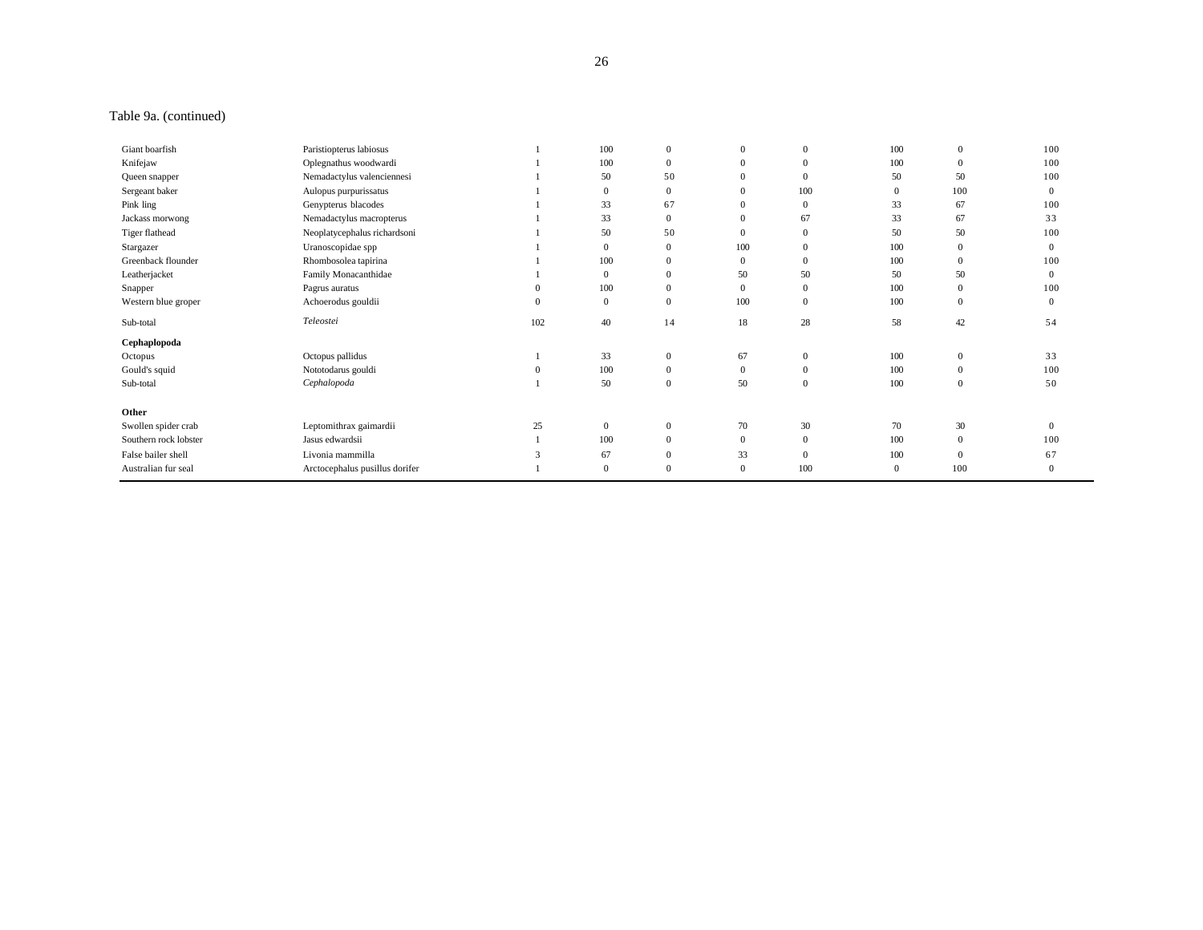Table 9a. (continued)

| | | | | | | | | | |
|---|---|---|---|---|---|---|---|---|---|
| Giant boarfish | Paristiopterus labiosus | 1 | 100 | 0 | 0 | 0 | 100 | 0 | 100 |
| Knifejaw | Oplegnathus woodwardi | 1 | 100 | 0 | 0 | 0 | 100 | 0 | 100 |
| Queen snapper | Nemadactylus valenciennesi | 1 | 50 | 50 | 0 | 0 | 50 | 50 | 100 |
| Sergeant baker | Aulopus purpurissatus | 1 | 0 | 0 | 0 | 100 | 0 | 100 | 0 |
| Pink ling | Genypterus blacodes | 1 | 33 | 67 | 0 | 0 | 33 | 67 | 100 |
| Jackass morwong | Nemadactylus macropterus | 1 | 33 | 0 | 0 | 67 | 33 | 67 | 33 |
| Tiger flathead | Neoplatycephalus richardsoni | 1 | 50 | 50 | 0 | 0 | 50 | 50 | 100 |
| Stargazer | Uranoscopidae spp | 1 | 0 | 0 | 100 | 0 | 100 | 0 | 0 |
| Greenback flounder | Rhombosolea tapirina | 1 | 100 | 0 | 0 | 0 | 100 | 0 | 100 |
| Leatherjacket | Family Monacanthidae | 1 | 0 | 0 | 50 | 50 | 50 | 50 | 0 |
| Snapper | Pagrus auratus | 0 | 100 | 0 | 0 | 0 | 100 | 0 | 100 |
| Western blue groper | Achoerodus gouldii | 0 | 0 | 0 | 100 | 0 | 100 | 0 | 0 |
| Sub-total | *Teleostei* | 102 | 40 | 14 | 18 | 28 | 58 | 42 | 54 |
| **Cephaplopoda** | | | | | | | | | |
| Octopus | Octopus pallidus | 1 | 33 | 0 | 67 | 0 | 100 | 0 | 33 |
| Gould's squid | Nototodarus gouldi | 0 | 100 | 0 | 0 | 0 | 100 | 0 | 100 |
| Sub-total | *Cephalopoda* | 1 | 50 | 0 | 50 | 0 | 100 | 0 | 50 |
| **Other** | | | | | | | | | |
| Swollen spider crab | Leptomithrax gaimardii | 25 | 0 | 0 | 70 | 30 | 70 | 30 | 0 |
| Southern rock lobster | Jasus edwardsii | 1 | 100 | 0 | 0 | 0 | 100 | 0 | 100 |
| False bailer shell | Livonia mammilla | 3 | 67 | 0 | 33 | 0 | 100 | 0 | 67 |
| Australian fur seal | Arctocephalus pusillus dorifer | 1 | 0 | 0 | 0 | 100 | 0 | 100 | 0 |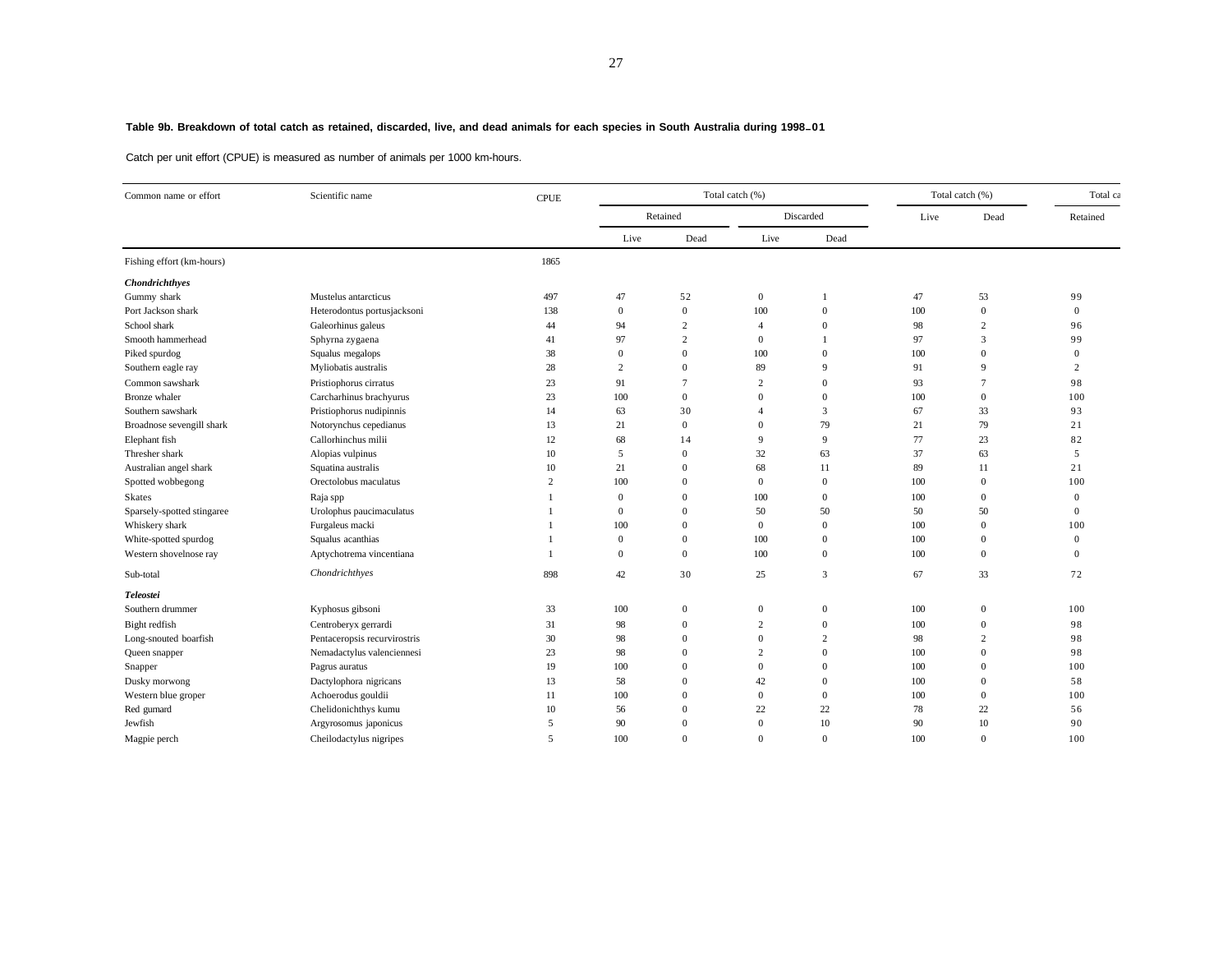**Table 9b. Breakdown of total catch as retained, discarded, live, and dead animals for each species in South Australia during 1998–01**

Catch per unit effort (CPUE) is measured as number of animals per 1000 km-hours.

| Common name or effort | Scientific name | CPUE | Total catch (%) | | | | Total catch (%) | | Total ca |
|---|---|---|---|---|---|---|---|---|---|
| | | | Retained | | Discarded | | Live | Dead | Retained |
| | | | Live | Dead | Live | Dead | | | |
| Fishing effort (km-hours) | | 1865 | | | | | | | |
| ***Chondrichthyes*** | | | | | | | | | |
| Gummy shark | Mustelus antarcticus | 497 | 47 | 52 | 0 | 1 | 47 | 53 | 99 |
| Port Jackson shark | Heterodontus portusjacksoni | 138 | 0 | 0 | 100 | 0 | 100 | 0 | 0 |
| School shark | Galeorhinus galeus | 44 | 94 | 2 | 4 | 0 | 98 | 2 | 96 |
| Smooth hammerhead | Sphyrna zygaena | 41 | 97 | 2 | 0 | 1 | 97 | 3 | 99 |
| Piked spurdog | Squalus megalops | 38 | 0 | 0 | 100 | 0 | 100 | 0 | 0 |
| Southern eagle ray | Myliobatis australis | 28 | 2 | 0 | 89 | 9 | 91 | 9 | 2 |
| Common sawshark | Pristiophorus cirratus | 23 | 91 | 7 | 2 | 0 | 93 | 7 | 98 |
| Bronze whaler | Carcharhinus brachyurus | 23 | 100 | 0 | 0 | 0 | 100 | 0 | 100 |
| Southern sawshark | Pristiophorus nudipinnis | 14 | 63 | 30 | 4 | 3 | 67 | 33 | 93 |
| Broadnose sevengill shark | Notorynchus cepedianus | 13 | 21 | 0 | 0 | 79 | 21 | 79 | 21 |
| Elephant fish | Callorhinchus milii | 12 | 68 | 14 | 9 | 9 | 77 | 23 | 82 |
| Thresher shark | Alopias vulpinus | 10 | 5 | 0 | 32 | 63 | 37 | 63 | 5 |
| Australian angel shark | Squatina australis | 10 | 21 | 0 | 68 | 11 | 89 | 11 | 21 |
| Spotted wobbegong | Orectolobus maculatus | 2 | 100 | 0 | 0 | 0 | 100 | 0 | 100 |
| Skates | Raja spp | 1 | 0 | 0 | 100 | 0 | 100 | 0 | 0 |
| Sparsely-spotted stingaree | Urolophus paucimaculatus | 1 | 0 | 0 | 50 | 50 | 50 | 50 | 0 |
| Whiskery shark | Furgaleus macki | 1 | 100 | 0 | 0 | 0 | 100 | 0 | 100 |
| White-spotted spurdog | Squalus acanthias | 1 | 0 | 0 | 100 | 0 | 100 | 0 | 0 |
| Western shovelnose ray | Aptychotrema vincentiana | 1 | 0 | 0 | 100 | 0 | 100 | 0 | 0 |
| Sub-total | *Chondrichthyes* | 898 | 42 | 30 | 25 | 3 | 67 | 33 | 72 |
| ***Teleostei*** | | | | | | | | | |
| Southern drummer | Kyphosus gibsoni | 33 | 100 | 0 | 0 | 0 | 100 | 0 | 100 |
| Bight redfish | Centroberyx gerrardi | 31 | 98 | 0 | 2 | 0 | 100 | 0 | 98 |
| Long-snouted boarfish | Pentaceropsis recurvirostris | 30 | 98 | 0 | 0 | 2 | 98 | 2 | 98 |
| Queen snapper | Nemadactylus valenciennesi | 23 | 98 | 0 | 2 | 0 | 100 | 0 | 98 |
| Snapper | Pagrus auratus | 19 | 100 | 0 | 0 | 0 | 100 | 0 | 100 |
| Dusky morwong | Dactylophora nigricans | 13 | 58 | 0 | 42 | 0 | 100 | 0 | 58 |
| Western blue groper | Achoerodus gouldii | 11 | 100 | 0 | 0 | 0 | 100 | 0 | 100 |
| Red gurnard | Chelidonichthys kumu | 10 | 56 | 0 | 22 | 22 | 78 | 22 | 56 |
| Jewfish | Argyrosomus japonicus | 5 | 90 | 0 | 0 | 10 | 90 | 10 | 90 |
| Magpie perch | Cheilodactylus nigripes | 5 | 100 | 0 | 0 | 0 | 100 | 0 | 100 |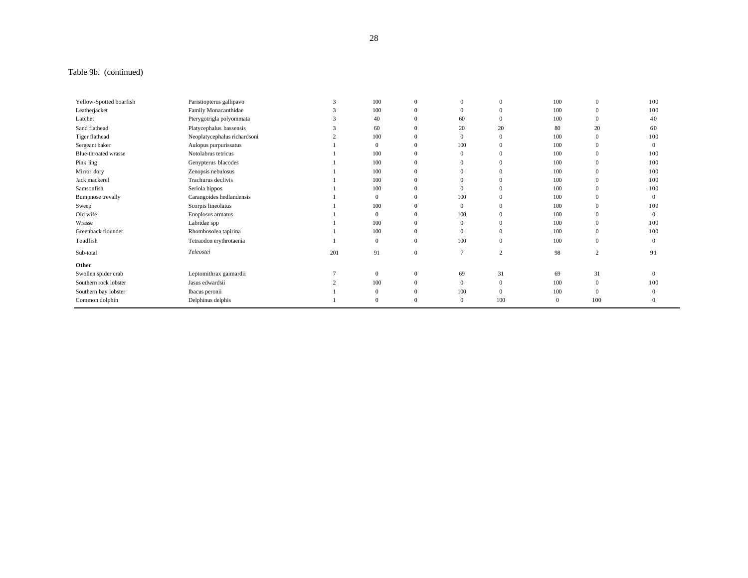Table 9b. (continued)

| | | | | | | | | | |
|---|---|---|---|---|---|---|---|---|---|
| Yellow-Spotted boarfish | Paristiopterus gallipavo | 3 | 100 | 0 | 0 | 0 | 100 | 0 | 100 |
| Leatherjacket | Family Monacanthidae | 3 | 100 | 0 | 0 | 0 | 100 | 0 | 100 |
| Latchet | Pterygotrigla polyommata | 3 | 40 | 0 | 60 | 0 | 100 | 0 | 40 |
| Sand flathead | Platycephalus bassensis | 3 | 60 | 0 | 20 | 20 | 80 | 20 | 60 |
| Tiger flathead | Neoplatycephalus richardsoni | 2 | 100 | 0 | 0 | 0 | 100 | 0 | 100 |
| Sergeant baker | Aulopus purpurissatus | 1 | 0 | 0 | 100 | 0 | 100 | 0 | 0 |
| Blue-throated wrasse | Notolabrus tetricus | 1 | 100 | 0 | 0 | 0 | 100 | 0 | 100 |
| Pink ling | Genypterus blacodes | 1 | 100 | 0 | 0 | 0 | 100 | 0 | 100 |
| Mirror dory | Zenopsis nebulosus | 1 | 100 | 0 | 0 | 0 | 100 | 0 | 100 |
| Jack mackerel | Trachurus declivis | 1 | 100 | 0 | 0 | 0 | 100 | 0 | 100 |
| Samsonfish | Seriola hippos | 1 | 100 | 0 | 0 | 0 | 100 | 0 | 100 |
| Bumpnose trevally | Carangoides hedlandensis | 1 | 0 | 0 | 100 | 0 | 100 | 0 | 0 |
| Sweep | Scorpis lineolatus | 1 | 100 | 0 | 0 | 0 | 100 | 0 | 100 |
| Old wife | Enoplosus armatus | 1 | 0 | 0 | 100 | 0 | 100 | 0 | 0 |
| Wrasse | Labridae spp | 1 | 100 | 0 | 0 | 0 | 100 | 0 | 100 |
| Greenback flounder | Rhombosolea tapirina | 1 | 100 | 0 | 0 | 0 | 100 | 0 | 100 |
| Toadfish | Tetraodon erythrotaenia | 1 | 0 | 0 | 100 | 0 | 100 | 0 | 0 |
| Sub-total | *Teleostei* | 201 | 91 | 0 | 7 | 2 | 98 | 2 | 91 |
| **Other** | | | | | | | | | |
| Swollen spider crab | Leptomithrax gaimardii | 7 | 0 | 0 | 69 | 31 | 69 | 31 | 0 |
| Southern rock lobster | Jasus edwardsii | 2 | 100 | 0 | 0 | 0 | 100 | 0 | 100 |
| Southern bay lobster | Ibacus peronii | 1 | 0 | 0 | 100 | 0 | 100 | 0 | 0 |
| Common dolphin | Delphinus delphis | 1 | 0 | 0 | 0 | 100 | 0 | 100 | 0 |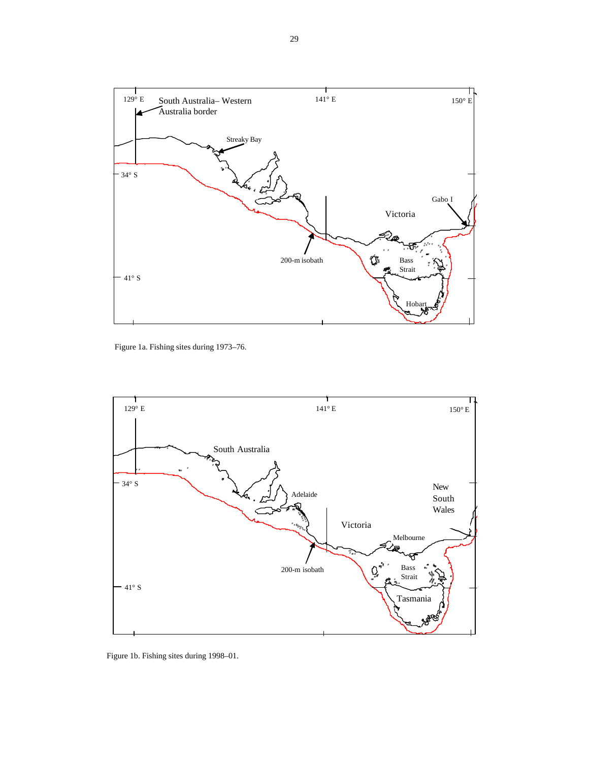Figure 1a. Fishing sites during 1973–76.

Figure 1b. Fishing sites during 1998–01.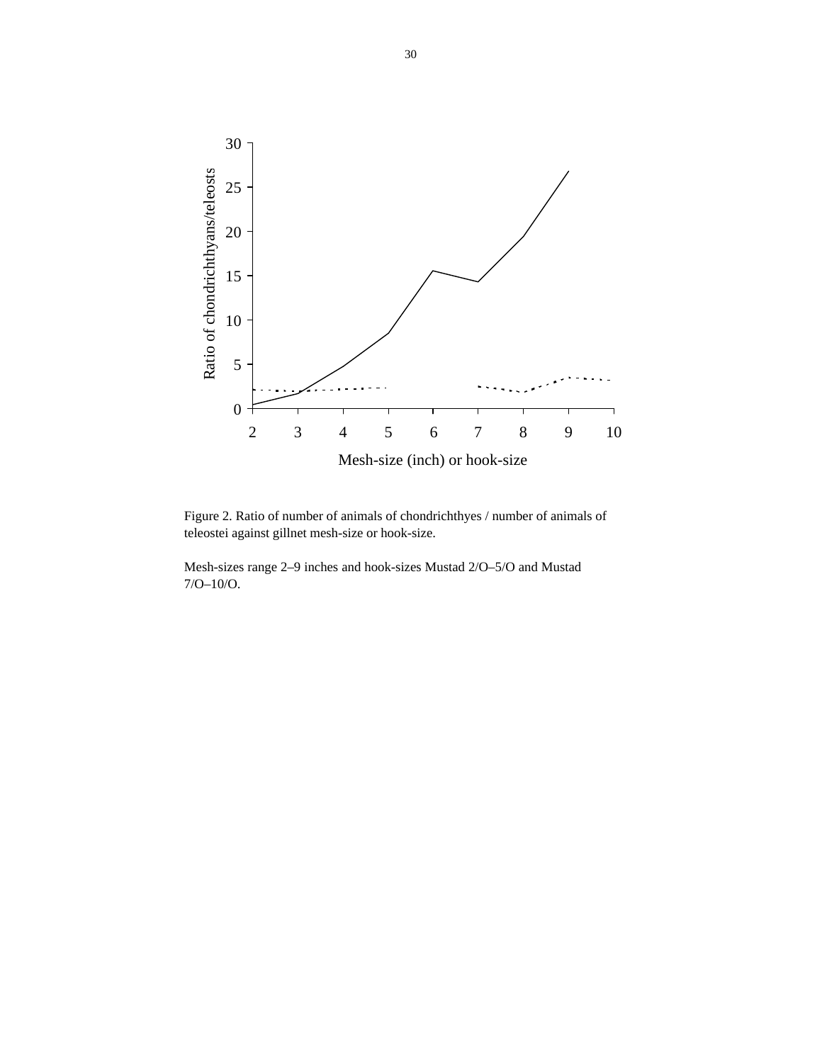Ratio of chondrichthyans/teleosts

30

25

20

15

10

5

0

2 3 4 5 6 7 8 9 10

Mesh-size (inch) or hook-size

Figure 2. Ratio of number of animals of chondrichthyes / number of animals of teleostei against gillnet mesh-size or hook-size.

Mesh-sizes range 2–9 inches and hook-sizes Mustad 2/O–5/O and Mustad 7/O–10/O.